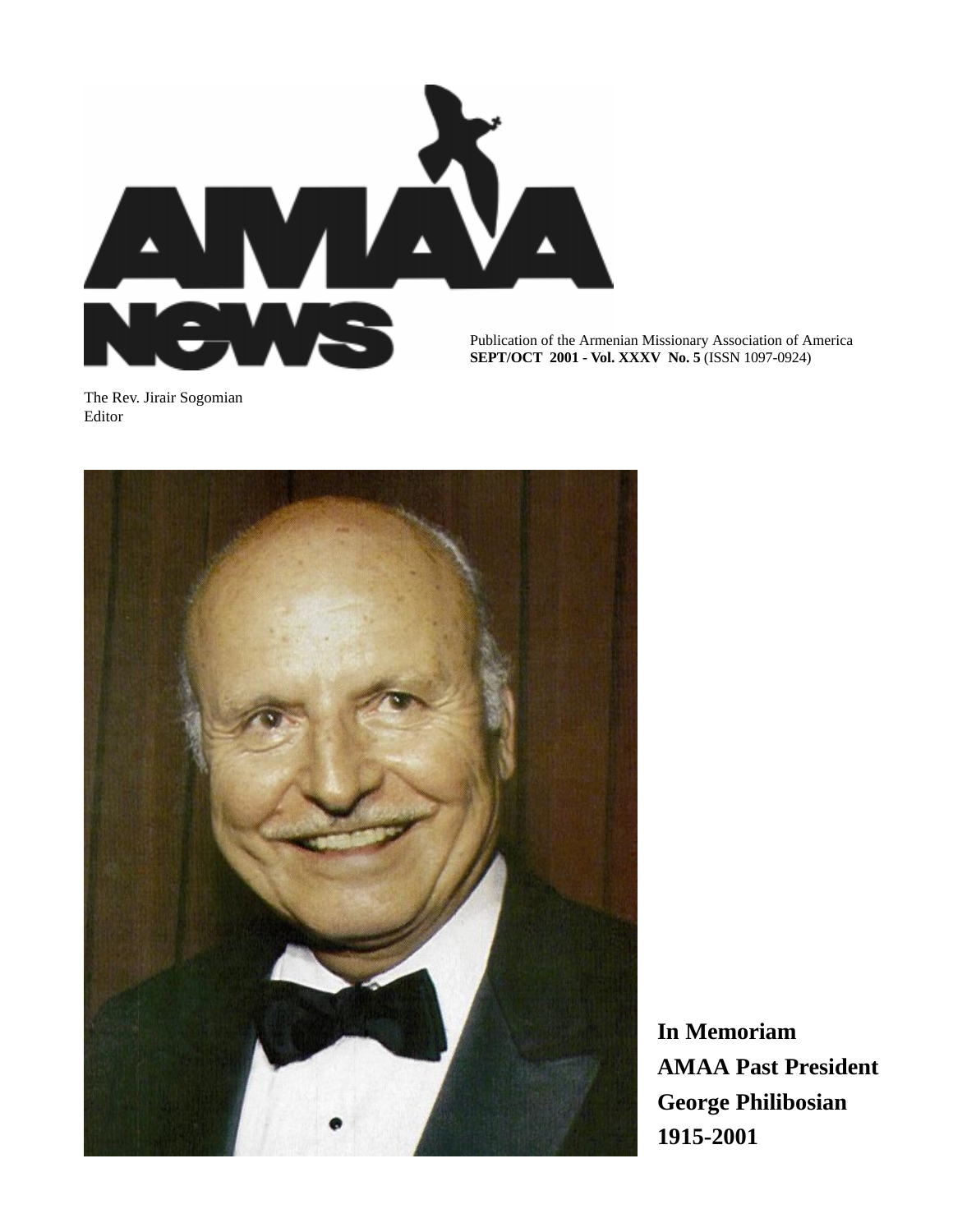# AMAA News

Publication of the Armenian Missionary Association of America
**SEPT/OCT 2001 - Vol. XXXV No. 5** (ISSN 1097-0924)

The Rev. Jirair Sogomian
Editor

**In Memoriam**
**AMAA Past President**
**George Philibosian**
**1915-2001**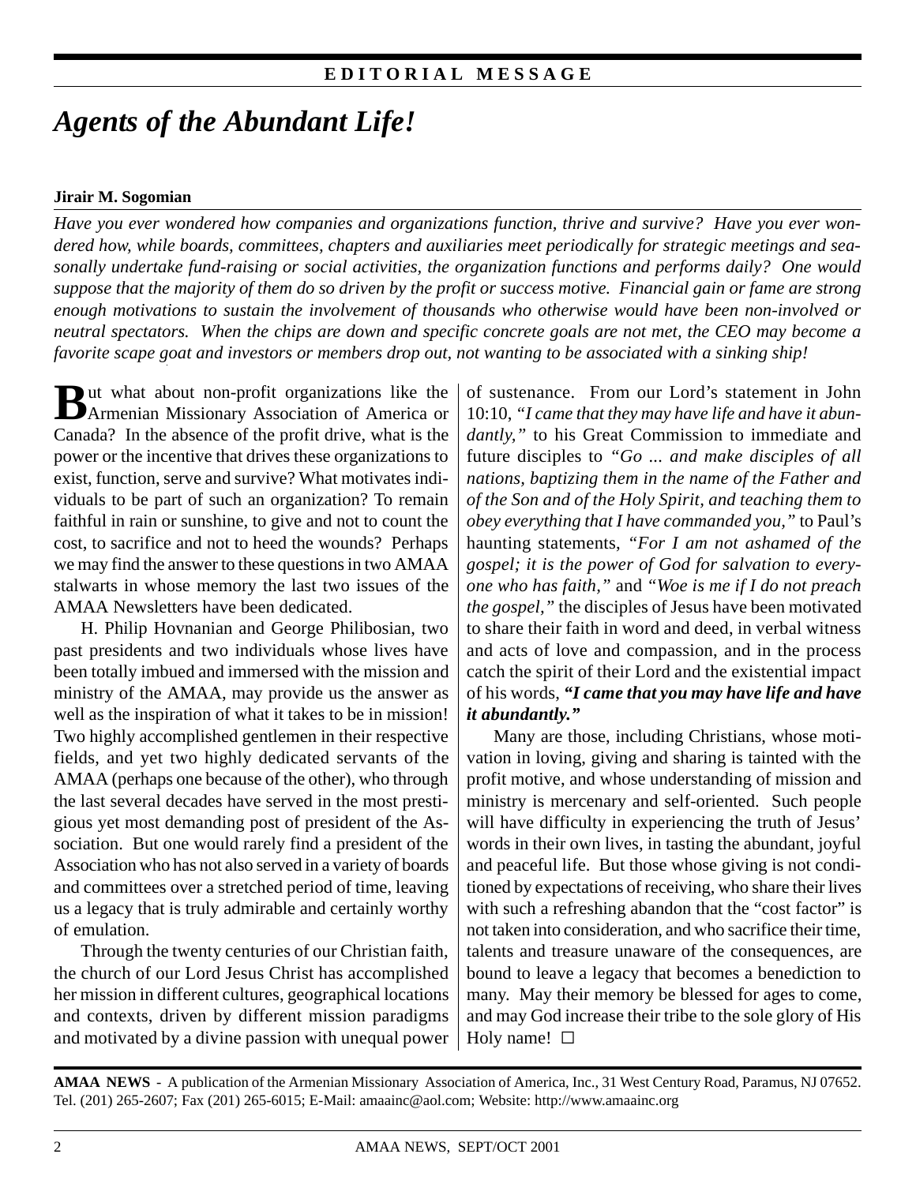EDITORIAL MESSAGE

# *Agents of the Abundant Life!*

**Jirair M. Sogomian**

*Have you ever wondered how companies and organizations function, thrive and survive? Have you ever wondered how, while boards, committees, chapters and auxiliaries meet periodically for strategic meetings and seasonally undertake fund-raising or social activities, the organization functions and performs daily? One would suppose that the majority of them do so driven by the profit or success motive. Financial gain or fame are strong enough motivations to sustain the involvement of thousands who otherwise would have been non-involved or neutral spectators. When the chips are down and specific concrete goals are not met, the CEO may become a favorite scape goat and investors or members drop out, not wanting to be associated with a sinking ship!*

But what about non-profit organizations like the Armenian Missionary Association of America or Canada? In the absence of the profit drive, what is the power or the incentive that drives these organizations to exist, function, serve and survive? What motivates individuals to be part of such an organization? To remain faithful in rain or sunshine, to give and not to count the cost, to sacrifice and not to heed the wounds? Perhaps we may find the answer to these questions in two AMAA stalwarts in whose memory the last two issues of the AMAA Newsletters have been dedicated.

H. Philip Hovnanian and George Philibosian, two past presidents and two individuals whose lives have been totally imbued and immersed with the mission and ministry of the AMAA, may provide us the answer as well as the inspiration of what it takes to be in mission! Two highly accomplished gentlemen in their respective fields, and yet two highly dedicated servants of the AMAA (perhaps one because of the other), who through the last several decades have served in the most prestigious yet most demanding post of president of the Association. But one would rarely find a president of the Association who has not also served in a variety of boards and committees over a stretched period of time, leaving us a legacy that is truly admirable and certainly worthy of emulation.

Through the twenty centuries of our Christian faith, the church of our Lord Jesus Christ has accomplished her mission in different cultures, geographical locations and contexts, driven by different mission paradigms and motivated by a divine passion with unequal power of sustenance. From our Lord's statement in John 10:10, *"I came that they may have life and have it abundantly,"* to his Great Commission to immediate and future disciples to *"Go ... and make disciples of all nations, baptizing them in the name of the Father and of the Son and of the Holy Spirit, and teaching them to obey everything that I have commanded you,"* to Paul's haunting statements, *"For I am not ashamed of the gospel; it is the power of God for salvation to everyone who has faith,"* and *"Woe is me if I do not preach the gospel,"* the disciples of Jesus have been motivated to share their faith in word and deed, in verbal witness and acts of love and compassion, and in the process catch the spirit of their Lord and the existential impact of his words, ***"I came that you may have life and have it abundantly."***

Many are those, including Christians, whose motivation in loving, giving and sharing is tainted with the profit motive, and whose understanding of mission and ministry is mercenary and self-oriented. Such people will have difficulty in experiencing the truth of Jesus' words in their own lives, in tasting the abundant, joyful and peaceful life. But those whose giving is not conditioned by expectations of receiving, who share their lives with such a refreshing abandon that the "cost factor" is not taken into consideration, and who sacrifice their time, talents and treasure unaware of the consequences, are bound to leave a legacy that becomes a benediction to many. May their memory be blessed for ages to come, and may God increase their tribe to the sole glory of His Holy name! ☐

**AMAA NEWS** - A publication of the Armenian Missionary Association of America, Inc., 31 West Century Road, Paramus, NJ 07652. Tel. (201) 265-2607; Fax (201) 265-6015; E-Mail: amaainc@aol.com; Website: http://www.amaainc.org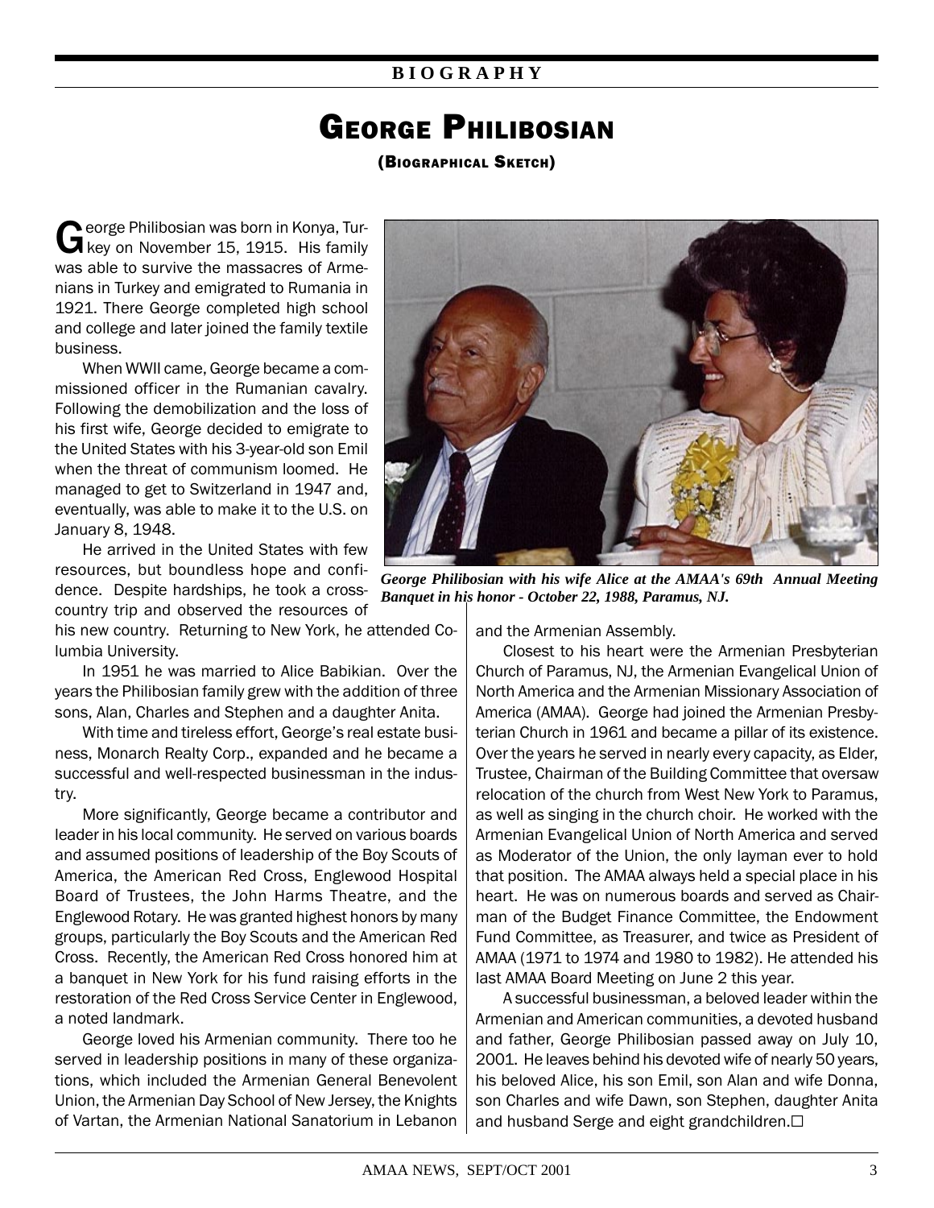BIOGRAPHY

# George Philibosian

## (Biographical Sketch)

George Philibosian was born in Konya, Turkey on November 15, 1915. His family was able to survive the massacres of Armenians in Turkey and emigrated to Rumania in 1921. There George completed high school and college and later joined the family textile business.

When WWII came, George became a commissioned officer in the Rumanian cavalry. Following the demobilization and the loss of his first wife, George decided to emigrate to the United States with his 3-year-old son Emil when the threat of communism loomed. He managed to get to Switzerland in 1947 and, eventually, was able to make it to the U.S. on January 8, 1948.

He arrived in the United States with few resources, but boundless hope and confidence. Despite hardships, he took a cross-country trip and observed the resources of his new country. Returning to New York, he attended Columbia University.

*George Philibosian with his wife Alice at the AMAA's 69th Annual Meeting Banquet in his honor - October 22, 1988, Paramus, NJ.*

In 1951 he was married to Alice Babikian. Over the years the Philibosian family grew with the addition of three sons, Alan, Charles and Stephen and a daughter Anita.

With time and tireless effort, George's real estate business, Monarch Realty Corp., expanded and he became a successful and well-respected businessman in the industry.

More significantly, George became a contributor and leader in his local community. He served on various boards and assumed positions of leadership of the Boy Scouts of America, the American Red Cross, Englewood Hospital Board of Trustees, the John Harms Theatre, and the Englewood Rotary. He was granted highest honors by many groups, particularly the Boy Scouts and the American Red Cross. Recently, the American Red Cross honored him at a banquet in New York for his fund raising efforts in the restoration of the Red Cross Service Center in Englewood, a noted landmark.

George loved his Armenian community. There too he served in leadership positions in many of these organizations, which included the Armenian General Benevolent Union, the Armenian Day School of New Jersey, the Knights of Vartan, the Armenian National Sanatorium in Lebanon and the Armenian Assembly.

Closest to his heart were the Armenian Presbyterian Church of Paramus, NJ, the Armenian Evangelical Union of North America and the Armenian Missionary Association of America (AMAA). George had joined the Armenian Presbyterian Church in 1961 and became a pillar of its existence. Over the years he served in nearly every capacity, as Elder, Trustee, Chairman of the Building Committee that oversaw relocation of the church from West New York to Paramus, as well as singing in the church choir. He worked with the Armenian Evangelical Union of North America and served as Moderator of the Union, the only layman ever to hold that position. The AMAA always held a special place in his heart. He was on numerous boards and served as Chairman of the Budget Finance Committee, the Endowment Fund Committee, as Treasurer, and twice as President of AMAA (1971 to 1974 and 1980 to 1982). He attended his last AMAA Board Meeting on June 2 this year.

A successful businessman, a beloved leader within the Armenian and American communities, a devoted husband and father, George Philibosian passed away on July 10, 2001. He leaves behind his devoted wife of nearly 50 years, his beloved Alice, his son Emil, son Alan and wife Donna, son Charles and wife Dawn, son Stephen, daughter Anita and husband Serge and eight grandchildren.☐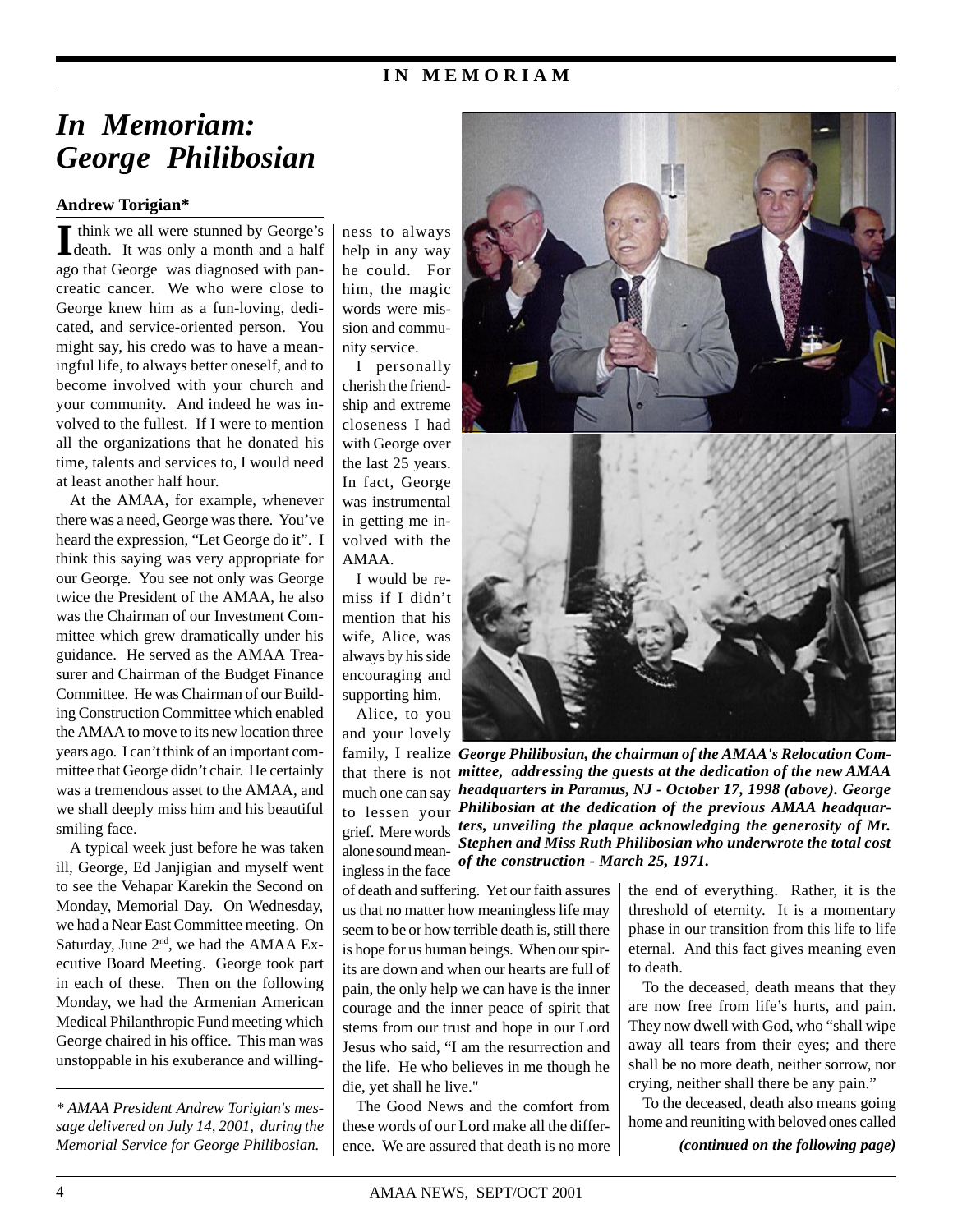# In Memoriam: George Philibosian

**Andrew Torigian***

I think we all were stunned by George's death. It was only a month and a half ago that George was diagnosed with pancreatic cancer. We who were close to George knew him as a fun-loving, dedicated, and service-oriented person. You might say, his credo was to have a meaningful life, to always better oneself, and to become involved with your church and your community. And indeed he was involved to the fullest. If I were to mention all the organizations that he donated his time, talents and services to, I would need at least another half hour.

At the AMAA, for example, whenever there was a need, George was there. You've heard the expression, "Let George do it". I think this saying was very appropriate for our George. You see not only was George twice the President of the AMAA, he also was the Chairman of our Investment Committee which grew dramatically under his guidance. He served as the AMAA Treasurer and Chairman of the Budget Finance Committee. He was Chairman of our Building Construction Committee which enabled the AMAA to move to its new location three years ago. I can't think of an important committee that George didn't chair. He certainly was a tremendous asset to the AMAA, and we shall deeply miss him and his beautiful smiling face.

A typical week just before he was taken ill, George, Ed Janjigian and myself went to see the Vehapar Karekin the Second on Monday, Memorial Day. On Wednesday, we had a Near East Committee meeting. On Saturday, June 2nd, we had the AMAA Executive Board Meeting. George took part in each of these. Then on the following Monday, we had the Armenian American Medical Philanthropic Fund meeting which George chaired in his office. This man was unstoppable in his exuberance and willingness to always help in any way he could. For him, the magic words were mission and community service.

I personally cherish the friendship and extreme closeness I had with George over the last 25 years. In fact, George was instrumental in getting me involved with the AMAA.

I would be remiss if I didn't mention that his wife, Alice, was always by his side encouraging and supporting him.

Alice, to you and your lovely family, I realize that there is not much one can say to lessen your grief. Mere words alone sound meaningless in the face of death and suffering. Yet our faith assures us that no matter how meaningless life may seem to be or how terrible death is, still there is hope for us human beings. When our spirits are down and when our hearts are full of pain, the only help we can have is the inner courage and the inner peace of spirit that stems from our trust and hope in our Lord Jesus who said, "I am the resurrection and the life. He who believes in me though he die, yet shall he live."

The Good News and the comfort from these words of our Lord make all the difference. We are assured that death is no more the end of everything. Rather, it is the threshold of eternity. It is a momentary phase in our transition from this life to life eternal. And this fact gives meaning even to death.

To the deceased, death means that they are now free from life's hurts, and pain. They now dwell with God, who "shall wipe away all tears from their eyes; and there shall be no more death, neither sorrow, nor crying, neither shall there be any pain."

To the deceased, death also means going home and reuniting with beloved ones called

*(continued on the following page)*

***George Philibosian, the chairman of the AMAA's Relocation Committee, addressing the guests at the dedication of the new AMAA headquarters in Paramus, NJ - October 17, 1998 (above). George Philibosian at the dedication of the previous AMAA headquarters, unveiling the plaque acknowledging the generosity of Mr. Stephen and Miss Ruth Philibosian who underwrote the total cost of the construction - March 25, 1971.***

---

*\* AMAA President Andrew Torigian's message delivered on July 14, 2001, during the Memorial Service for George Philibosian.*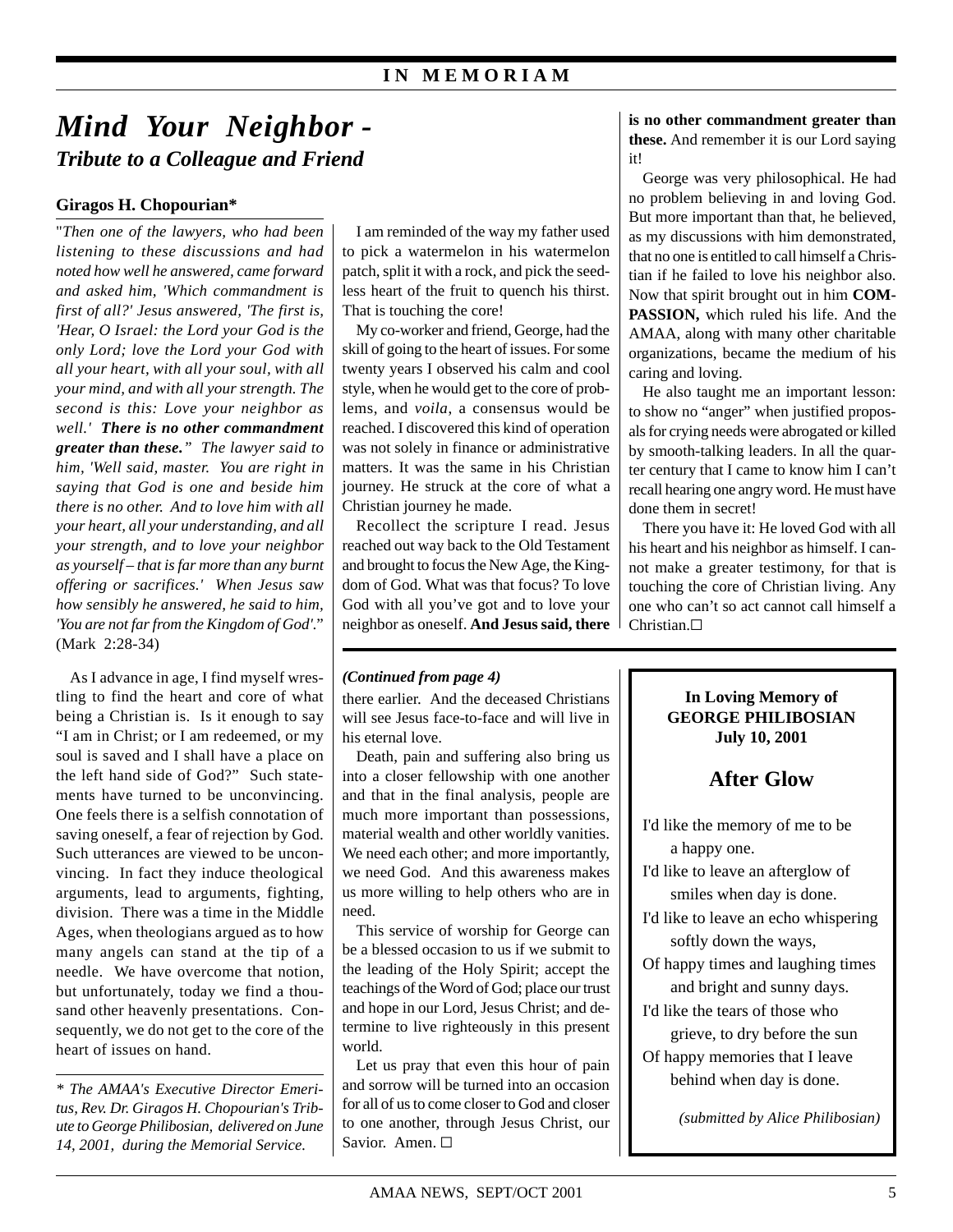IN MEMORIAM

# *Mind Your Neighbor -*

## *Tribute to a Colleague and Friend*

**Giragos H. Chopourian***

"*Then one of the lawyers, who had been listening to these discussions and had noted how well he answered, came forward and asked him, 'Which commandment is first of all?' Jesus answered, 'The first is, 'Hear, O Israel: the Lord your God is the only Lord; love the Lord your God with all your heart, with all your soul, with all your mind, and with all your strength. The second is this: Love your neighbor as well.' **There is no other commandment greater than these.**" The lawyer said to him, 'Well said, master. You are right in saying that God is one and beside him there is no other. And to love him with all your heart, all your understanding, and all your strength, and to love your neighbor as yourself – that is far more than any burnt offering or sacrifices.' When Jesus saw how sensibly he answered, he said to him, 'You are not far from the Kingdom of God'.*" (Mark 2:28-34)

As I advance in age, I find myself wrestling to find the heart and core of what being a Christian is. Is it enough to say "I am in Christ; or I am redeemed, or my soul is saved and I shall have a place on the left hand side of God?" Such statements have turned to be unconvincing. One feels there is a selfish connotation of saving oneself, a fear of rejection by God. Such utterances are viewed to be unconvincing. In fact they induce theological arguments, lead to arguments, fighting, division. There was a time in the Middle Ages, when theologians argued as to how many angels can stand at the tip of a needle. We have overcome that notion, but unfortunately, today we find a thousand other heavenly presentations. Consequently, we do not get to the core of the heart of issues on hand.

I am reminded of the way my father used to pick a watermelon in his watermelon patch, split it with a rock, and pick the seedless heart of the fruit to quench his thirst. That is touching the core!

My co-worker and friend, George, had the skill of going to the heart of issues. For some twenty years I observed his calm and cool style, when he would get to the core of problems, and *voila*, a consensus would be reached. I discovered this kind of operation was not solely in finance or administrative matters. It was the same in his Christian journey. He struck at the core of what a Christian journey he made.

Recollect the scripture I read. Jesus reached out way back to the Old Testament and brought to focus the New Age, the Kingdom of God. What was that focus? To love God with all you've got and to love your neighbor as oneself. **And Jesus said, there is no other commandment greater than these.** And remember it is our Lord saying it!

George was very philosophical. He had no problem believing in and loving God. But more important than that, he believed, as my discussions with him demonstrated, that no one is entitled to call himself a Christian if he failed to love his neighbor also. Now that spirit brought out in him **COMPASSION,** which ruled his life. And the AMAA, along with many other charitable organizations, became the medium of his caring and loving.

He also taught me an important lesson: to show no "anger" when justified proposals for crying needs were abrogated or killed by smooth-talking leaders. In all the quarter century that I came to know him I can't recall hearing one angry word. He must have done them in secret!

There you have it: He loved God with all his heart and his neighbor as himself. I cannot make a greater testimony, for that is touching the core of Christian living. Any one who can't so act cannot call himself a Christian.☐

*\* The AMAA's Executive Director Emeritus, Rev. Dr. Giragos H. Chopourian's Tribute to George Philibosian, delivered on June 14, 2001, during the Memorial Service.*

---

***(Continued from page 4)***

there earlier. And the deceased Christians will see Jesus face-to-face and will live in his eternal love.

Death, pain and suffering also bring us into a closer fellowship with one another and that in the final analysis, people are much more important than possessions, material wealth and other worldly vanities. We need each other; and more importantly, we need God. And this awareness makes us more willing to help others who are in need.

This service of worship for George can be a blessed occasion to us if we submit to the leading of the Holy Spirit; accept the teachings of the Word of God; place our trust and hope in our Lord, Jesus Christ; and determine to live righteously in this present world.

Let us pray that even this hour of pain and sorrow will be turned into an occasion for all of us to come closer to God and closer to one another, through Jesus Christ, our Savior. Amen. ☐

---

**In Loving Memory of**
**GEORGE PHILIBOSIAN**
**July 10, 2001**

### After Glow

I'd like the memory of me to be
a happy one.
I'd like to leave an afterglow of
smiles when day is done.
I'd like to leave an echo whispering
softly down the ways,
Of happy times and laughing times
and bright and sunny days.
I'd like the tears of those who
grieve, to dry before the sun
Of happy memories that I leave
behind when day is done.

*(submitted by Alice Philibosian)*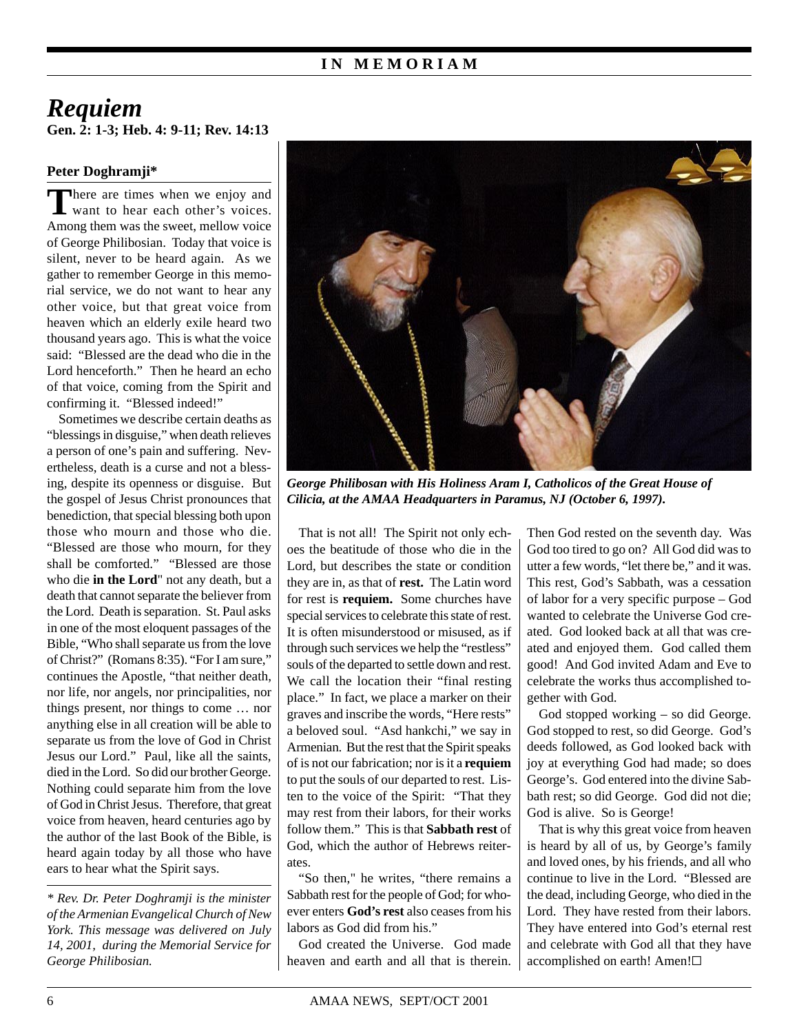# Requiem

**Gen. 2: 1-3; Heb. 4: 9-11; Rev. 14:13**

**Peter Doghramji***

There are times when we enjoy and want to hear each other's voices. Among them was the sweet, mellow voice of George Philibosian. Today that voice is silent, never to be heard again. As we gather to remember George in this memorial service, we do not want to hear any other voice, but that great voice from heaven which an elderly exile heard two thousand years ago. This is what the voice said: "Blessed are the dead who die in the Lord henceforth." Then he heard an echo of that voice, coming from the Spirit and confirming it. "Blessed indeed!"

Sometimes we describe certain deaths as "blessings in disguise," when death relieves a person of one's pain and suffering. Nevertheless, death is a curse and not a blessing, despite its openness or disguise. But the gospel of Jesus Christ pronounces that benediction, that special blessing both upon those who mourn and those who die. "Blessed are those who mourn, for they shall be comforted." "Blessed are those who die **in the Lord**" not any death, but a death that cannot separate the believer from the Lord. Death is separation. St. Paul asks in one of the most eloquent passages of the Bible, "Who shall separate us from the love of Christ?" (Romans 8:35). "For I am sure," continues the Apostle, "that neither death, nor life, nor angels, nor principalities, nor things present, nor things to come … nor anything else in all creation will be able to separate us from the love of God in Christ Jesus our Lord." Paul, like all the saints, died in the Lord. So did our brother George. Nothing could separate him from the love of God in Christ Jesus. Therefore, that great voice from heaven, heard centuries ago by the author of the last Book of the Bible, is heard again today by all those who have ears to hear what the Spirit says.

*George Philibosan with His Holiness Aram I, Catholicos of the Great House of Cilicia, at the AMAA Headquarters in Paramus, NJ (October 6, 1997).*

That is not all! The Spirit not only echoes the beatitude of those who die in the Lord, but describes the state or condition they are in, as that of **rest.** The Latin word for rest is **requiem.** Some churches have special services to celebrate this state of rest. It is often misunderstood or misused, as if through such services we help the "restless" souls of the departed to settle down and rest. We call the location their "final resting place." In fact, we place a marker on their graves and inscribe the words, "Here rests" a beloved soul. "Asd hankchi," we say in Armenian. But the rest that the Spirit speaks of is not our fabrication; nor is it a **requiem** to put the souls of our departed to rest. Listen to the voice of the Spirit: "That they may rest from their labors, for their works follow them." This is that **Sabbath rest** of God, which the author of Hebrews reiterates.

"So then," he writes, "there remains a Sabbath rest for the people of God; for whoever enters **God's rest** also ceases from his labors as God did from his."

God created the Universe. God made heaven and earth and all that is therein. Then God rested on the seventh day. Was God too tired to go on? All God did was to utter a few words, "let there be," and it was. This rest, God's Sabbath, was a cessation of labor for a very specific purpose – God wanted to celebrate the Universe God created. God looked back at all that was created and enjoyed them. God called them good! And God invited Adam and Eve to celebrate the works thus accomplished together with God.

God stopped working – so did George. God stopped to rest, so did George. God's deeds followed, as God looked back with joy at everything God had made; so does George's. God entered into the divine Sabbath rest; so did George. God did not die; God is alive. So is George!

That is why this great voice from heaven is heard by all of us, by George's family and loved ones, by his friends, and all who continue to live in the Lord. "Blessed are the dead, including George, who died in the Lord. They have rested from their labors. They have entered into God's eternal rest and celebrate with God all that they have accomplished on earth! Amen!☐

---

*\* Rev. Dr. Peter Doghramji is the minister of the Armenian Evangelical Church of New York. This message was delivered on July 14, 2001, during the Memorial Service for George Philibosian.*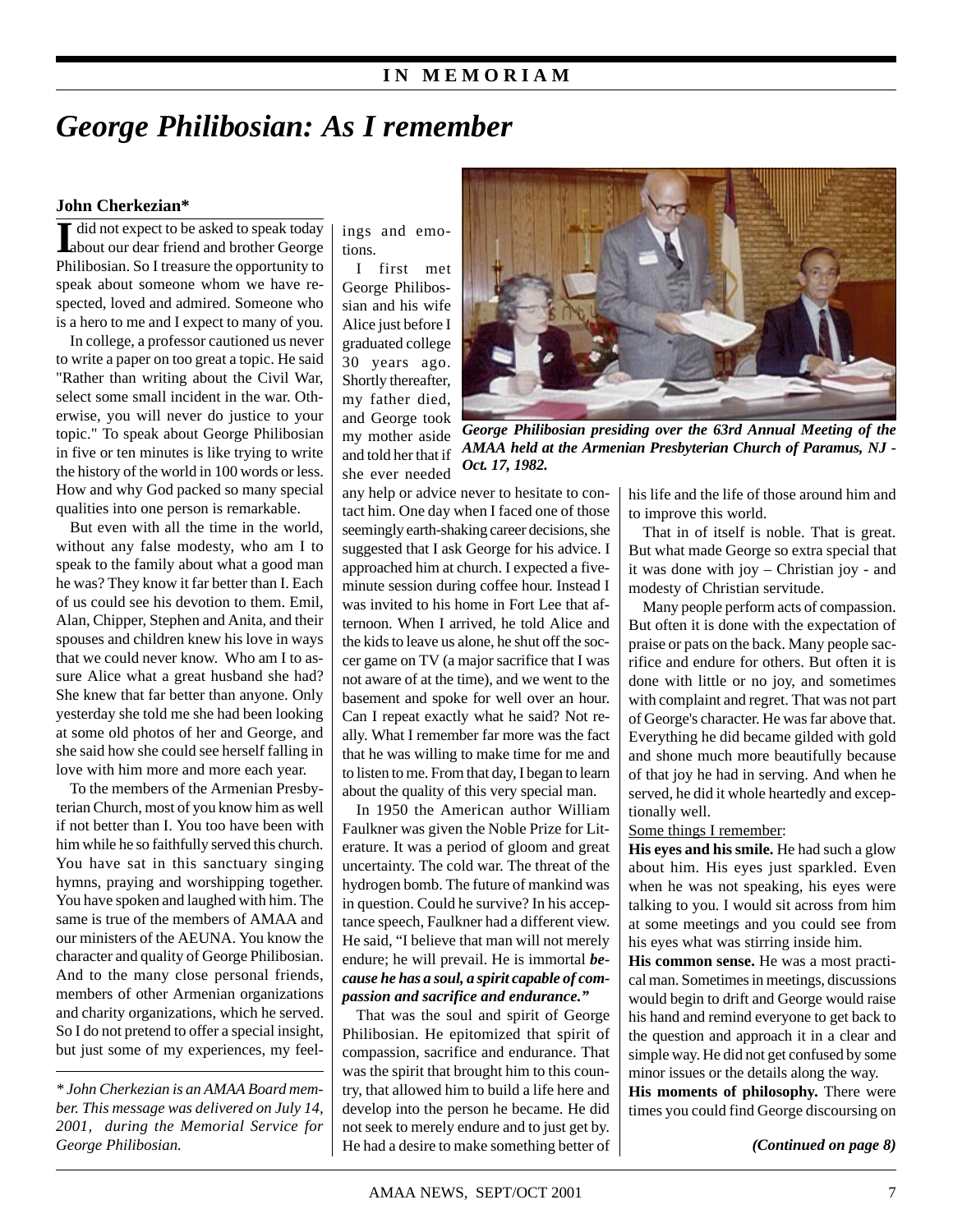IN MEMORIAM

# George Philibosian: As I remember

**John Cherkezian***

I did not expect to be asked to speak today about our dear friend and brother George Philibosian. So I treasure the opportunity to speak about someone whom we have respected, loved and admired. Someone who is a hero to me and I expect to many of you.

In college, a professor cautioned us never to write a paper on too great a topic. He said "Rather than writing about the Civil War, select some small incident in the war. Otherwise, you will never do justice to your topic." To speak about George Philibosian in five or ten minutes is like trying to write the history of the world in 100 words or less. How and why God packed so many special qualities into one person is remarkable.

But even with all the time in the world, without any false modesty, who am I to speak to the family about what a good man he was? They know it far better than I. Each of us could see his devotion to them. Emil, Alan, Chipper, Stephen and Anita, and their spouses and children knew his love in ways that we could never know. Who am I to assure Alice what a great husband she had? She knew that far better than anyone. Only yesterday she told me she had been looking at some old photos of her and George, and she said how she could see herself falling in love with him more and more each year.

To the members of the Armenian Presbyterian Church, most of you know him as well if not better than I. You too have been with him while he so faithfully served this church. You have sat in this sanctuary singing hymns, praying and worshipping together. You have spoken and laughed with him. The same is true of the members of AMAA and our ministers of the AEUNA. You know the character and quality of George Philibosian. And to the many close personal friends, members of other Armenian organizations and charity organizations, which he served. So I do not pretend to offer a special insight, but just some of my experiences, my feelings and emotions.

*George Philibosian presiding over the 63rd Annual Meeting of the AMAA held at the Armenian Presbyterian Church of Paramus, NJ - Oct. 17, 1982.*

I first met George Philibossian and his wife Alice just before I graduated college 30 years ago. Shortly thereafter, my father died, and George took my mother aside and told her that if she ever needed any help or advice never to hesitate to contact him. One day when I faced one of those seemingly earth-shaking career decisions, she suggested that I ask George for his advice. I approached him at church. I expected a five-minute session during coffee hour. Instead I was invited to his home in Fort Lee that afternoon. When I arrived, he told Alice and the kids to leave us alone, he shut off the soccer game on TV (a major sacrifice that I was not aware of at the time), and we went to the basement and spoke for well over an hour. Can I repeat exactly what he said? Not really. What I remember far more was the fact that he was willing to make time for me and to listen to me. From that day, I began to learn about the quality of this very special man.

In 1950 the American author William Faulkner was given the Noble Prize for Literature. It was a period of gloom and great uncertainty. The cold war. The threat of the hydrogen bomb. The future of mankind was in question. Could he survive? In his acceptance speech, Faulkner had a different view. He said, "I believe that man will not merely endure; he will prevail. He is immortal ***because he has a soul, a spirit capable of compassion and sacrifice and endurance."***

That was the soul and spirit of George Philibosian. He epitomized that spirit of compassion, sacrifice and endurance. That was the spirit that brought him to this country, that allowed him to build a life here and develop into the person he became. He did not seek to merely endure and to just get by. He had a desire to make something better of his life and the life of those around him and to improve this world.

That in of itself is noble. That is great. But what made George so extra special that it was done with joy – Christian joy - and modesty of Christian servitude.

Many people perform acts of compassion. But often it is done with the expectation of praise or pats on the back. Many people sacrifice and endure for others. But often it is done with little or no joy, and sometimes with complaint and regret. That was not part of George's character. He was far above that. Everything he did became gilded with gold and shone much more beautifully because of that joy he had in serving. And when he served, he did it whole heartedly and exceptionally well.

<u>Some things I remember</u>:

**His eyes and his smile.** He had such a glow about him. His eyes just sparkled. Even when he was not speaking, his eyes were talking to you. I would sit across from him at some meetings and you could see from his eyes what was stirring inside him.

**His common sense.** He was a most practical man. Sometimes in meetings, discussions would begin to drift and George would raise his hand and remind everyone to get back to the question and approach it in a clear and simple way. He did not get confused by some minor issues or the details along the way.

**His moments of philosophy.** There were times you could find George discoursing on

***(Continued on page 8)***

---

*\* John Cherkezian is an AMAA Board member. This message was delivered on July 14, 2001, during the Memorial Service for George Philibosian.*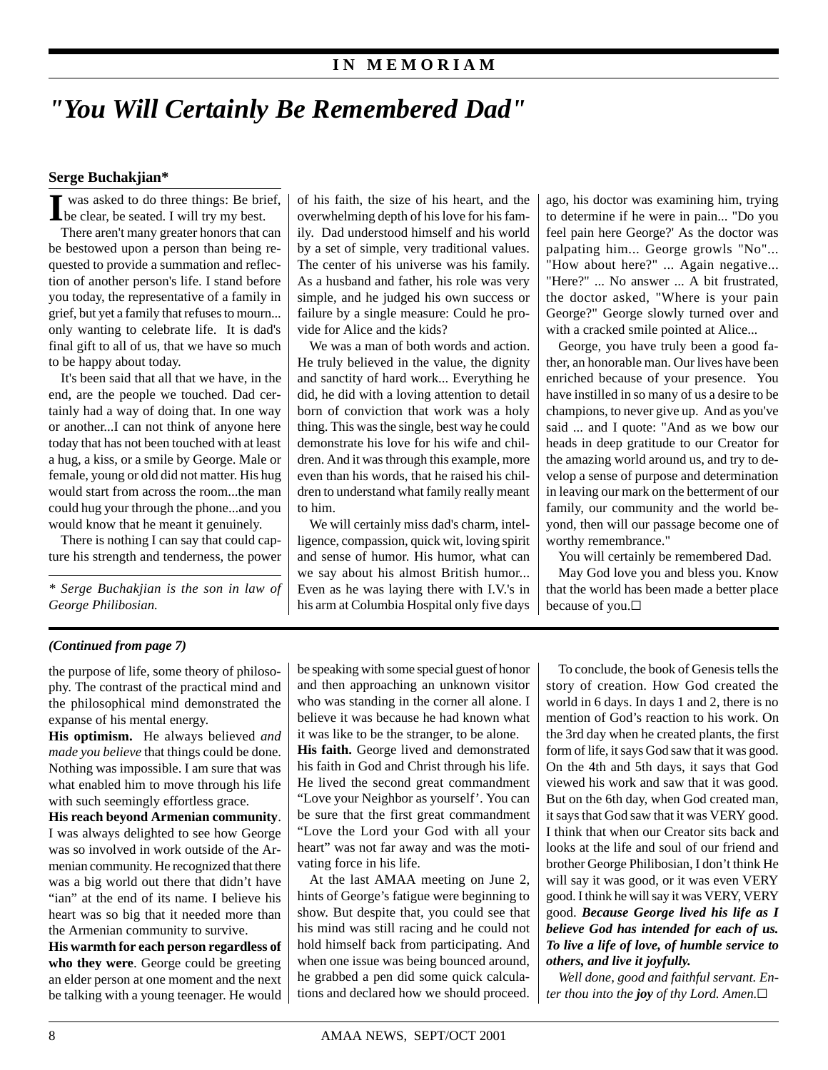IN MEMORIAM

# "You Will Certainly Be Remembered Dad"

**Serge Buchakjian***

I was asked to do three things: Be brief, be clear, be seated. I will try my best.

There aren't many greater honors that can be bestowed upon a person than being requested to provide a summation and reflection of another person's life. I stand before you today, the representative of a family in grief, but yet a family that refuses to mourn... only wanting to celebrate life. It is dad's final gift to all of us, that we have so much to be happy about today.

It's been said that all that we have, in the end, are the people we touched. Dad certainly had a way of doing that. In one way or another...I can not think of anyone here today that has not been touched with at least a hug, a kiss, or a smile by George. Male or female, young or old did not matter. His hug would start from across the room...the man could hug your through the phone...and you would know that he meant it genuinely.

There is nothing I can say that could capture his strength and tenderness, the power of his faith, the size of his heart, and the overwhelming depth of his love for his family. Dad understood himself and his world by a set of simple, very traditional values. The center of his universe was his family. As a husband and father, his role was very simple, and he judged his own success or failure by a single measure: Could he provide for Alice and the kids?

We was a man of both words and action. He truly believed in the value, the dignity and sanctity of hard work... Everything he did, he did with a loving attention to detail born of conviction that work was a holy thing. This was the single, best way he could demonstrate his love for his wife and children. And it was through this example, more even than his words, that he raised his children to understand what family really meant to him.

We will certainly miss dad's charm, intelligence, compassion, quick wit, loving spirit and sense of humor. His humor, what can we say about his almost British humor... Even as he was laying there with I.V.'s in his arm at Columbia Hospital only five days ago, his doctor was examining him, trying to determine if he were in pain... "Do you feel pain here George?' As the doctor was palpating him... George growls "No"... "How about here?" ... Again negative... "Here?" ... No answer ... A bit frustrated, the doctor asked, "Where is your pain George?" George slowly turned over and with a cracked smile pointed at Alice...

George, you have truly been a good father, an honorable man. Our lives have been enriched because of your presence. You have instilled in so many of us a desire to be champions, to never give up. And as you've said ... and I quote: "And as we bow our heads in deep gratitude to our Creator for the amazing world around us, and try to develop a sense of purpose and determination in leaving our mark on the betterment of our family, our community and the world beyond, then will our passage become one of worthy remembrance."

You will certainly be remembered Dad.

May God love you and bless you. Know that the world has been made a better place because of you.□

*\* Serge Buchakjian is the son in law of George Philibosian.*

---

***(Continued from page 7)***

the purpose of life, some theory of philosophy. The contrast of the practical mind and the philosophical mind demonstrated the expanse of his mental energy.

**His optimism.** He always believed *and made you believe* that things could be done. Nothing was impossible. I am sure that was what enabled him to move through his life with such seemingly effortless grace.

**His reach beyond Armenian community**. I was always delighted to see how George was so involved in work outside of the Armenian community. He recognized that there was a big world out there that didn't have "ian" at the end of its name. I believe his heart was so big that it needed more than the Armenian community to survive.

**His warmth for each person regardless of who they were**. George could be greeting an elder person at one moment and the next be talking with a young teenager. He would be speaking with some special guest of honor and then approaching an unknown visitor who was standing in the corner all alone. I believe it was because he had known what it was like to be the stranger, to be alone.

**His faith.** George lived and demonstrated his faith in God and Christ through his life. He lived the second great commandment "Love your Neighbor as yourself'. You can be sure that the first great commandment "Love the Lord your God with all your heart" was not far away and was the motivating force in his life.

At the last AMAA meeting on June 2, hints of George's fatigue were beginning to show. But despite that, you could see that his mind was still racing and he could not hold himself back from participating. And when one issue was being bounced around, he grabbed a pen did some quick calculations and declared how we should proceed.

To conclude, the book of Genesis tells the story of creation. How God created the world in 6 days. In days 1 and 2, there is no mention of God's reaction to his work. On the 3rd day when he created plants, the first form of life, it says God saw that it was good. On the 4th and 5th days, it says that God viewed his work and saw that it was good. But on the 6th day, when God created man, it says that God saw that it was VERY good. I think that when our Creator sits back and looks at the life and soul of our friend and brother George Philibosian, I don't think He will say it was good, or it was even VERY good. I think he will say it was VERY, VERY good. ***Because George lived his life as I believe God has intended for each of us. To live a life of love, of humble service to others, and live it joyfully.***

*Well done, good and faithful servant. Enter thou into the **joy** of thy Lord. Amen.*□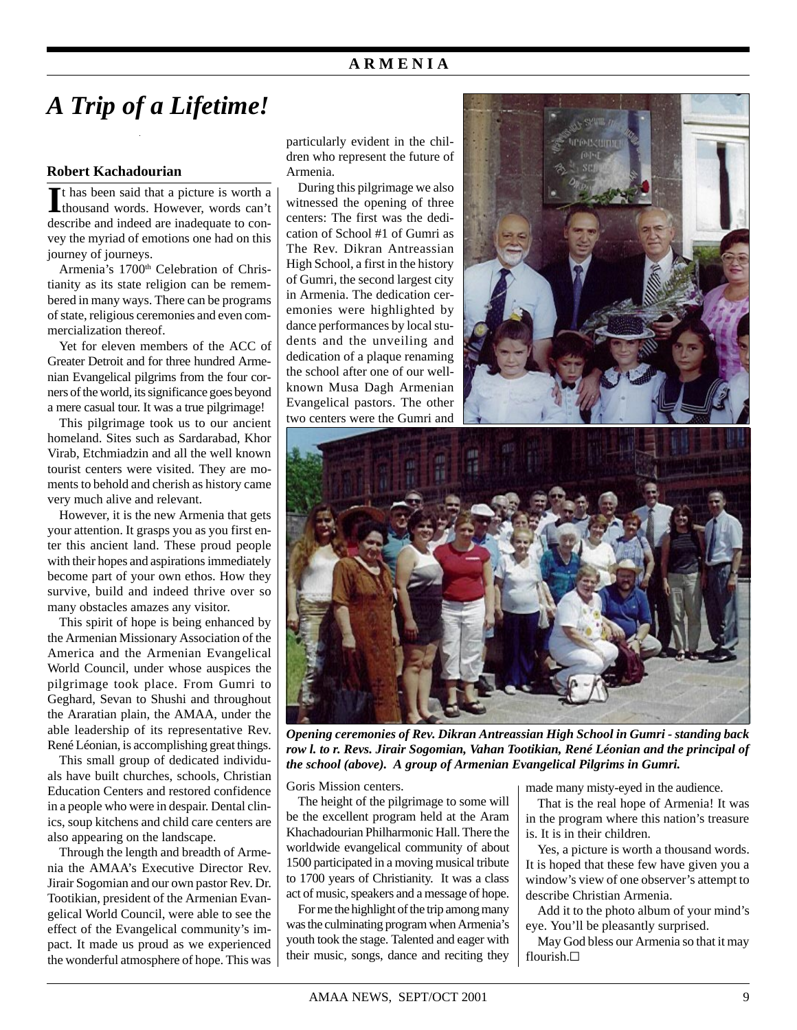# A Trip of a Lifetime!

**Robert Kachadourian**

It has been said that a picture is worth a thousand words. However, words can't describe and indeed are inadequate to convey the myriad of emotions one had on this journey of journeys.

Armenia's 1700[th] Celebration of Christianity as its state religion can be remembered in many ways. There can be programs of state, religious ceremonies and even commercialization thereof.

Yet for eleven members of the ACC of Greater Detroit and for three hundred Armenian Evangelical pilgrims from the four corners of the world, its significance goes beyond a mere casual tour. It was a true pilgrimage!

This pilgrimage took us to our ancient homeland. Sites such as Sardarabad, Khor Virab, Etchmiadzin and all the well known tourist centers were visited. They are moments to behold and cherish as history came very much alive and relevant.

However, it is the new Armenia that gets your attention. It grasps you as you first enter this ancient land. These proud people with their hopes and aspirations immediately become part of your own ethos. How they survive, build and indeed thrive over so many obstacles amazes any visitor.

This spirit of hope is being enhanced by the Armenian Missionary Association of the America and the Armenian Evangelical World Council, under whose auspices the pilgrimage took place. From Gumri to Geghard, Sevan to Shushi and throughout the Araratian plain, the AMAA, under the able leadership of its representative Rev. René Léonian, is accomplishing great things.

This small group of dedicated individuals have built churches, schools, Christian Education Centers and restored confidence in a people who were in despair. Dental clinics, soup kitchens and child care centers are also appearing on the landscape.

Through the length and breadth of Armenia the AMAA's Executive Director Rev. Jirair Sogomian and our own pastor Rev. Dr. Tootikian, president of the Armenian Evangelical World Council, were able to see the effect of the Evangelical community's impact. It made us proud as we experienced the wonderful atmosphere of hope. This was particularly evident in the children who represent the future of Armenia.

During this pilgrimage we also witnessed the opening of three centers: The first was the dedication of School #1 of Gumri as The Rev. Dikran Antreassian High School, a first in the history of Gumri, the second largest city in Armenia. The dedication ceremonies were highlighted by dance performances by local students and the unveiling and dedication of a plaque renaming the school after one of our well-known Musa Dagh Armenian Evangelical pastors. The other two centers were the Gumri and Goris Mission centers.

*Opening ceremonies of Rev. Dikran Antreassian High School in Gumri - standing back row l. to r. Revs. Jirair Sogomian, Vahan Tootikian, René Léonian and the principal of the school (above). A group of Armenian Evangelical Pilgrims in Gumri.*

The height of the pilgrimage to some will be the excellent program held at the Aram Khachadourian Philharmonic Hall. There the worldwide evangelical community of about 1500 participated in a moving musical tribute to 1700 years of Christianity. It was a class act of music, speakers and a message of hope.

For me the highlight of the trip among many was the culminating program when Armenia's youth took the stage. Talented and eager with their music, songs, dance and reciting they made many misty-eyed in the audience.

That is the real hope of Armenia! It was in the program where this nation's treasure is. It is in their children.

Yes, a picture is worth a thousand words. It is hoped that these few have given you a window's view of one observer's attempt to describe Christian Armenia.

Add it to the photo album of your mind's eye. You'll be pleasantly surprised.

May God bless our Armenia so that it may flourish.□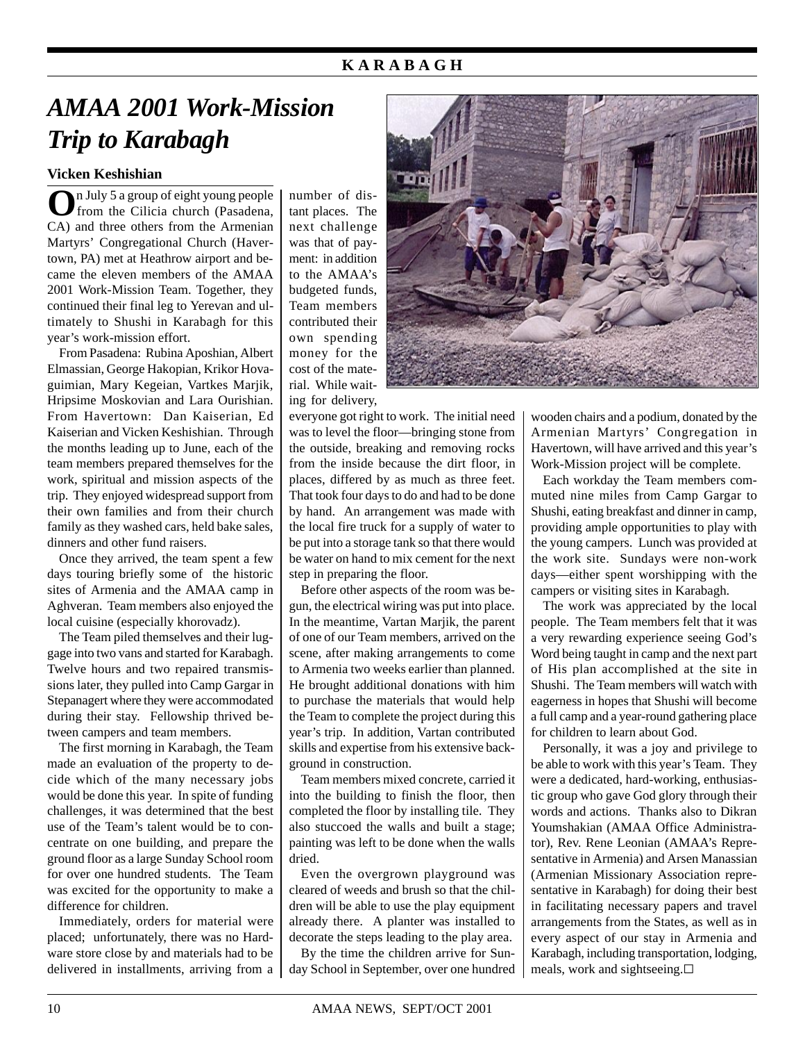# AMAA 2001 Work-Mission Trip to Karabagh

**Vicken Keshishian**

On July 5 a group of eight young people from the Cilicia church (Pasadena, CA) and three others from the Armenian Martyrs' Congregational Church (Havertown, PA) met at Heathrow airport and became the eleven members of the AMAA 2001 Work-Mission Team. Together, they continued their final leg to Yerevan and ultimately to Shushi in Karabagh for this year's work-mission effort.

From Pasadena: Rubina Aposhian, Albert Elmassian, George Hakopian, Krikor Hovaguimian, Mary Kegeian, Vartkes Marjik, Hripsime Moskovian and Lara Ourishian. From Havertown: Dan Kaiserian, Ed Kaiserian and Vicken Keshishian. Through the months leading up to June, each of the team members prepared themselves for the work, spiritual and mission aspects of the trip. They enjoyed widespread support from their own families and from their church family as they washed cars, held bake sales, dinners and other fund raisers.

Once they arrived, the team spent a few days touring briefly some of the historic sites of Armenia and the AMAA camp in Aghveran. Team members also enjoyed the local cuisine (especially khorovadz).

The Team piled themselves and their luggage into two vans and started for Karabagh. Twelve hours and two repaired transmissions later, they pulled into Camp Gargar in Stepanagert where they were accommodated during their stay. Fellowship thrived between campers and team members.

The first morning in Karabagh, the Team made an evaluation of the property to decide which of the many necessary jobs would be done this year. In spite of funding challenges, it was determined that the best use of the Team's talent would be to concentrate on one building, and prepare the ground floor as a large Sunday School room for over one hundred students. The Team was excited for the opportunity to make a difference for children.

Immediately, orders for material were placed; unfortunately, there was no Hardware store close by and materials had to be delivered in installments, arriving from a number of distant places. The next challenge was that of payment: in addition to the AMAA's budgeted funds, Team members contributed their own spending money for the cost of the material. While waiting for delivery, everyone got right to work. The initial need was to level the floor—bringing stone from the outside, breaking and removing rocks from the inside because the dirt floor, in places, differed by as much as three feet. That took four days to do and had to be done by hand. An arrangement was made with the local fire truck for a supply of water to be put into a storage tank so that there would be water on hand to mix cement for the next step in preparing the floor.

Before other aspects of the room was begun, the electrical wiring was put into place. In the meantime, Vartan Marjik, the parent of one of our Team members, arrived on the scene, after making arrangements to come to Armenia two weeks earlier than planned. He brought additional donations with him to purchase the materials that would help the Team to complete the project during this year's trip. In addition, Vartan contributed skills and expertise from his extensive background in construction.

Team members mixed concrete, carried it into the building to finish the floor, then completed the floor by installing tile. They also stuccoed the walls and built a stage; painting was left to be done when the walls dried.

Even the overgrown playground was cleared of weeds and brush so that the children will be able to use the play equipment already there. A planter was installed to decorate the steps leading to the play area.

By the time the children arrive for Sunday School in September, over one hundred wooden chairs and a podium, donated by the Armenian Martyrs' Congregation in Havertown, will have arrived and this year's Work-Mission project will be complete.

Each workday the Team members commuted nine miles from Camp Gargar to Shushi, eating breakfast and dinner in camp, providing ample opportunities to play with the young campers. Lunch was provided at the work site. Sundays were non-work days—either spent worshipping with the campers or visiting sites in Karabagh.

The work was appreciated by the local people. The Team members felt that it was a very rewarding experience seeing God's Word being taught in camp and the next part of His plan accomplished at the site in Shushi. The Team members will watch with eagerness in hopes that Shushi will become a full camp and a year-round gathering place for children to learn about God.

Personally, it was a joy and privilege to be able to work with this year's Team. They were a dedicated, hard-working, enthusiastic group who gave God glory through their words and actions. Thanks also to Dikran Youmshakian (AMAA Office Administrator), Rev. Rene Leonian (AMAA's Representative in Armenia) and Arsen Manassian (Armenian Missionary Association representative in Karabagh) for doing their best in facilitating necessary papers and travel arrangements from the States, as well as in every aspect of our stay in Armenia and Karabagh, including transportation, lodging, meals, work and sightseeing.☐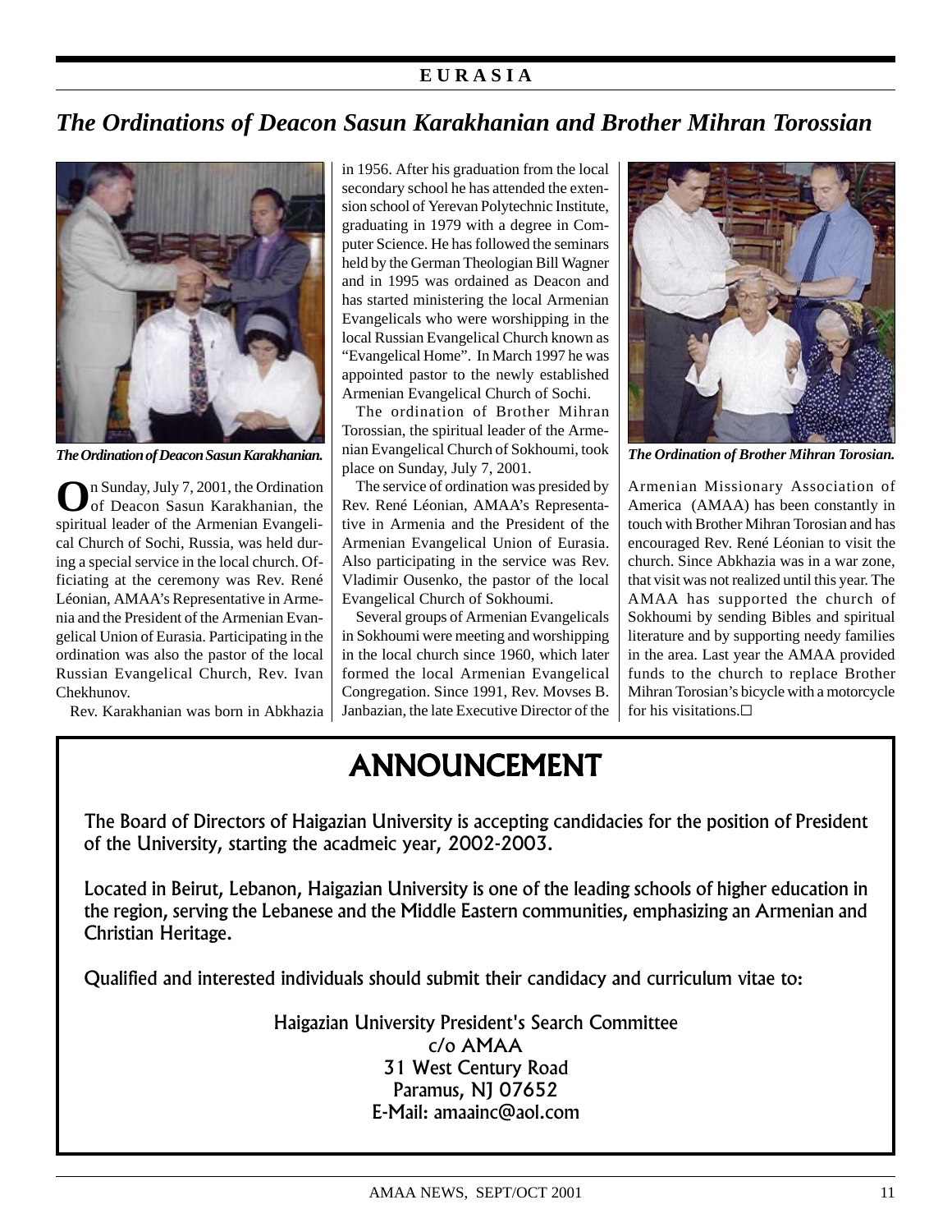# The Ordinations of Deacon Sasun Karakhanian and Brother Mihran Torossian

*The Ordination of Deacon Sasun Karakhanian.*

On Sunday, July 7, 2001, the Ordination of Deacon Sasun Karakhanian, the spiritual leader of the Armenian Evangelical Church of Sochi, Russia, was held during a special service in the local church. Officiating at the ceremony was Rev. René Léonian, AMAA's Representative in Armenia and the President of the Armenian Evangelical Union of Eurasia. Participating in the ordination was also the pastor of the local Russian Evangelical Church, Rev. Ivan Chekhunov.

Rev. Karakhanian was born in Abkhazia in 1956. After his graduation from the local secondary school he has attended the extension school of Yerevan Polytechnic Institute, graduating in 1979 with a degree in Computer Science. He has followed the seminars held by the German Theologian Bill Wagner and in 1995 was ordained as Deacon and has started ministering the local Armenian Evangelicals who were worshipping in the local Russian Evangelical Church known as "Evangelical Home". In March 1997 he was appointed pastor to the newly established Armenian Evangelical Church of Sochi.

The ordination of Brother Mihran Torossian, the spiritual leader of the Armenian Evangelical Church of Sokhoumi, took place on Sunday, July 7, 2001.

The service of ordination was presided by Rev. René Léonian, AMAA's Representative in Armenia and the President of the Armenian Evangelical Union of Eurasia. Also participating in the service was Rev. Vladimir Ousenko, the pastor of the local Evangelical Church of Sokhoumi.

Several groups of Armenian Evangelicals in Sokhoumi were meeting and worshipping in the local church since 1960, which later formed the local Armenian Evangelical Congregation. Since 1991, Rev. Movses B. Janbazian, the late Executive Director of the Armenian Missionary Association of America (AMAA) has been constantly in touch with Brother Mihran Torosian and has encouraged Rev. René Léonian to visit the church. Since Abkhazia was in a war zone, that visit was not realized until this year. The AMAA has supported the church of Sokhoumi by sending Bibles and spiritual literature and by supporting needy families in the area. Last year the AMAA provided funds to the church to replace Brother Mihran Torosian's bicycle with a motorcycle for his visitations.☐

*The Ordination of Brother Mihran Torosian.*

## ANNOUNCEMENT

The Board of Directors of Haigazian University is accepting candidacies for the position of President of the University, starting the acadmeic year, 2002-2003.

Located in Beirut, Lebanon, Haigazian University is one of the leading schools of higher education in the region, serving the Lebanese and the Middle Eastern communities, emphasizing an Armenian and Christian Heritage.

Qualified and interested individuals should submit their candidacy and curriculum vitae to:

Haigazian University President's Search Committee
c/o AMAA
31 West Century Road
Paramus, NJ 07652
E-Mail: amaainc@aol.com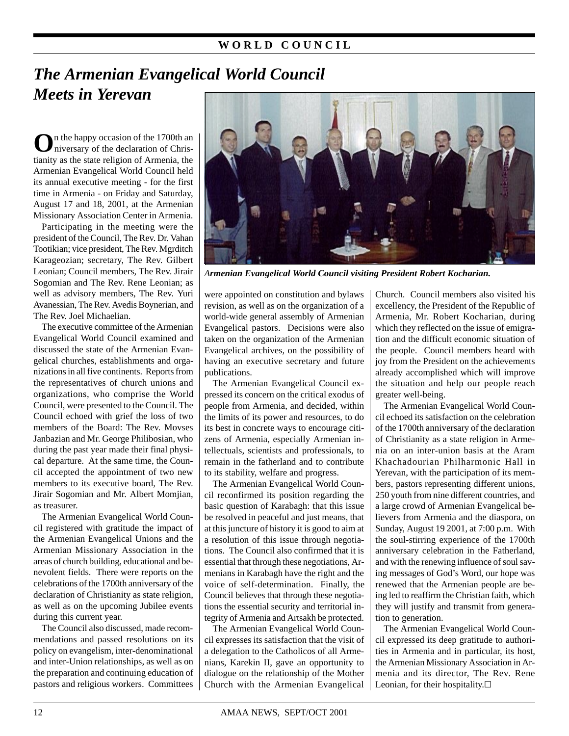# The Armenian Evangelical World Council Meets in Yerevan

On the happy occasion of the 1700th anniversary of the declaration of Christianity as the state religion of Armenia, the Armenian Evangelical World Council held its annual executive meeting - for the first time in Armenia - on Friday and Saturday, August 17 and 18, 2001, at the Armenian Missionary Association Center in Armenia.

Participating in the meeting were the president of the Council, The Rev. Dr. Vahan Tootikian; vice president, The Rev. Mgrditch Karageozian; secretary, The Rev. Gilbert Leonian; Council members, The Rev. Jirair Sogomian and The Rev. Rene Leonian; as well as advisory members, The Rev. Yuri Avanessian, The Rev. Avedis Boynerian, and The Rev. Joel Michaelian.

The executive committee of the Armenian Evangelical World Council examined and discussed the state of the Armenian Evangelical churches, establishments and organizations in all five continents. Reports from the representatives of church unions and organizations, who comprise the World Council, were presented to the Council. The Council echoed with grief the loss of two members of the Board: The Rev. Movses Janbazian and Mr. George Philibosian, who during the past year made their final physical departure. At the same time, the Council accepted the appointment of two new members to its executive board, The Rev. Jirair Sogomian and Mr. Albert Momjian, as treasurer.

The Armenian Evangelical World Council registered with gratitude the impact of the Armenian Evangelical Unions and the Armenian Missionary Association in the areas of church building, educational and benevolent fields. There were reports on the celebrations of the 1700th anniversary of the declaration of Christianity as state religion, as well as on the upcoming Jubilee events during this current year.

The Council also discussed, made recommendations and passed resolutions on its policy on evangelism, inter-denominational and inter-Union relationships, as well as on the preparation and continuing education of pastors and religious workers. Committees were appointed on constitution and bylaws revision, as well as on the organization of a world-wide general assembly of Armenian Evangelical pastors. Decisions were also taken on the organization of the Armenian Evangelical archives, on the possibility of having an executive secretary and future publications.

*Armenian Evangelical World Council visiting President Robert Kocharian.*

The Armenian Evangelical Council expressed its concern on the critical exodus of people from Armenia, and decided, within the limits of its power and resources, to do its best in concrete ways to encourage citizens of Armenia, especially Armenian intellectuals, scientists and professionals, to remain in the fatherland and to contribute to its stability, welfare and progress.

The Armenian Evangelical World Council reconfirmed its position regarding the basic question of Karabagh: that this issue be resolved in peaceful and just means, that at this juncture of history it is good to aim at a resolution of this issue through negotiations. The Council also confirmed that it is essential that through these negotiations, Armenians in Karabagh have the right and the voice of self-determination. Finally, the Council believes that through these negotiations the essential security and territorial integrity of Armenia and Artsakh be protected.

The Armenian Evangelical World Council expresses its satisfaction that the visit of a delegation to the Catholicos of all Armenians, Karekin II, gave an opportunity to dialogue on the relationship of the Mother Church with the Armenian Evangelical Church. Council members also visited his excellency, the President of the Republic of Armenia, Mr. Robert Kocharian, during which they reflected on the issue of emigration and the difficult economic situation of the people. Council members heard with joy from the President on the achievements already accomplished which will improve the situation and help our people reach greater well-being.

The Armenian Evangelical World Council echoed its satisfaction on the celebration of the 1700th anniversary of the declaration of Christianity as a state religion in Armenia on an inter-union basis at the Aram Khachadourian Philharmonic Hall in Yerevan, with the participation of its members, pastors representing different unions, 250 youth from nine different countries, and a large crowd of Armenian Evangelical believers from Armenia and the diaspora, on Sunday, August 19 2001, at 7:00 p.m. With the soul-stirring experience of the 1700th anniversary celebration in the Fatherland, and with the renewing influence of soul saving messages of God's Word, our hope was renewed that the Armenian people are being led to reaffirm the Christian faith, which they will justify and transmit from generation to generation.

The Armenian Evangelical World Council expressed its deep gratitude to authorities in Armenia and in particular, its host, the Armenian Missionary Association in Armenia and its director, The Rev. Rene Leonian, for their hospitality.☐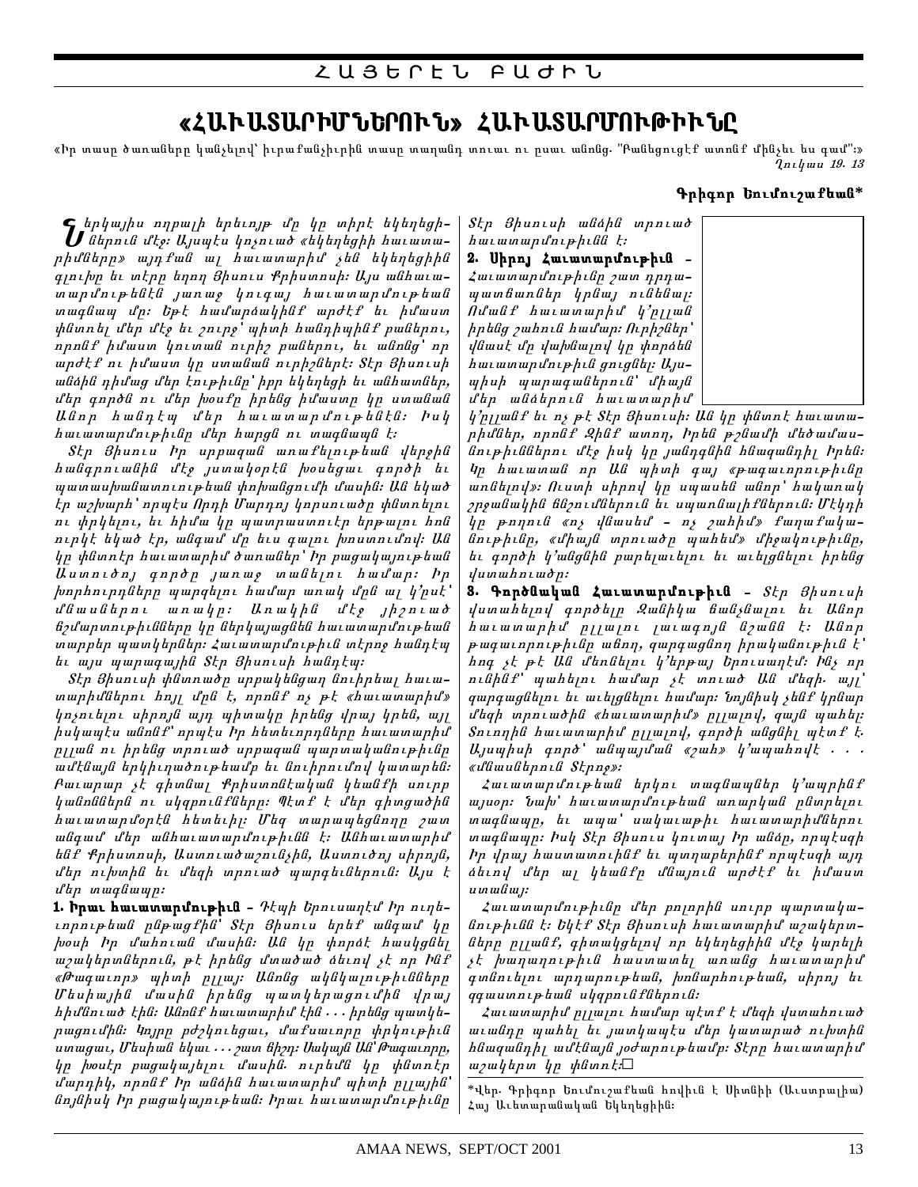# ՀԱՅԵՐԷՆ ԲԱԺԻՆ

## «ՀԱՒԱՏԱՐԻՄՆԵՐՈՒՆ» ՀԱՒԱՏԱՐՄՈՒԹԻՒՆԸ

«Իր տասը ծառաները կանչելով՝ իւրաքանչիւրին տասը տաղանդ տուաւ ու ըսաւ անոնց. "Բանեցուցէք ասոնք մինչեւ ես գամ":» *Ղուկաս 19. 13*

**Գրիգոր Եումուշաքեան***

*Ներկայիս ողբալի երեւոյթ մը կը տիրէ եկեղեցիներուն մէջ: Այսպէս կոչուած «եկեղեցիի հաւատարիմները» այդքան ալ հաւատարիմ չեն եկեղեցիին գլուխը եւ տէրը եղող Յիսուս Քրիստոսի: Այս անհաւատարմութեանն յառաջ կուգայ հաւատարմութեան տագնապ մը: Եթէ համարձակինք արժէք եւ իմաստ փնտռել մեր մէջ եւ շուրջ՝ պիտի հանդիպինք բաներու, որոնք իմաստ կուտան ուրիշ բաներու, եւ անոնց՝ որ արժէք ու իմաստ կը ստանան ուրիշներէ: Տէր Յիսուսի անձին դիմաց մեր էութիւնը՝ իբր եկեղեցի եւ անհատներ, մեր գործն ու մեր խօսքը իրենց իմաստը կը ստանան Անոր հանդէպ մեր հաւատարմութենէն: Իսկ հաւատարմութիւնը մեր հարցն ու տագնապն է:*

*Տէր Յիսուս Իր սրբազան առաքելութեան վերջին հանգրուանին մէջ յստակօրէն խօսեցաւ գործի եւ պատասխանատուութեան փոխանցումի մասին: Ան եկած էր աշխարհ՝ որպէս Որդի Մարդոյ կորսուածը փնտռելու ու փրկելու, եւ հիմա կը պատրաստուէր երթալու հոն ուրկէ եկած էր, անգամ մը եւս գալու խոստումով: Ան կը փնտռէր հաւատարիմ ծառաներ՝ Իր բացակայութեան Աստուծոյ գործը յառաջ տանելու համար: Իր խորհուրդները պարզելու համար առակ մըն ալ կ'ըսէ՝ մնասներու առակը: Առակին մէջ յիշուած եշմարտութիւնները կը ներկայացնեն հաւատարմութեան տարբեր պատկերներ: Հաւատարմութիւն տէրոջ հանդէպ եւ այս պարագային Տէր Յիսուսի հանդէպ:*

*Տէր Յիսուսի փնտռածը սրբակենցաղ նուիրեալ հաւատարիմներու խոյլ մըն է, որոնք ոչ թէ «հաւատարիմ» կոչուելու սիրոյն այդ պիտակը իրենց վրայ կրեն, այլ իսկապէս անոնք՝ որպէս Իր հետեւորդները հաւատարիմ ըլլան ու իրենց տրուած սրբազան պարտականութիւնը ամէնայն երկիւղածութեամբ եւ նուիրումով կատարեն: Բաւարար չէ գիտնալ Քրիստոնէական կեանքի սուրբ կանոններն ու սկզբունքները: Պէտք է մեր գիտցածին հաւատարմօրէն հետեւիլ: Մեզ տարապեցնողը շատ անգամ մեր անհաւատարմութիւնն է: Անհաւատարիմ ենք Քրիստոսի, Աստուածաշունչին, Աստուծոյ սիրոյն, մեր ուխտին եւ մեզի տրուած պարգեւներուն: Այս է մեր տագնապը:*

**1. Իրաւ Հաւատարմութիւն** – *Դէպի Երուսաղէմ Իր ուղեւորութեան ընթացքին՝ Տէր Յիսուս երեք անգամ կը խօսի Իր մահուան մասին: Ան կը փորձէ հասկցնել աշակերտներուն, թէ իրենց մտածած ձեւով չէ որ Ինք «Թագաւոր» պիտի ըլլայ: Անոնց ակնկալութիւնները Մեսիային մասին իրենց պատկերացումին վրայ հիմնուած էին: Անոնք հաւատարիմ էին . . . իրենց պատկերացումին: Կոյրը բժշկուեցաւ, մաքսաւորը փրկութիւն ստացաւ, Մեսիան եկաւ . . . շատ ճիշդ: Սակայն Ան՝ Թագաւորը, կը խօսէր բացակայելու մասին. ուրեմն կը փնտռէր մարդիկ, որոնք Իր անձին հաւատարիմ պիտի ըլլային՝ նոյնիսկ Իր բացակայութեան: Իրաւ հաւատարմութիւնը Տէր Յիսուսի անձին տրուած հաւատարմութիւնն է:*

**2. Սիրոյ Հաւատարմութիւն** – *Հաւատարմութիւնը շատ դրդապատճառներ կրնայ ունենալ: Ոմանք հաւատարիմ կ'ըլլան իրենց շահուն համար: Ուրիշներ՝ վնասէ մը վախնալով կը փորձեն հաւատարմութիւն ցուցնել: Այսպիսի պարագաներուն՝ միայն մեր անձերուն հաւատարիմ կ'ըլլանք եւ ոչ թէ Տէր Յիսուսի: Ան կը փնտռէ հաւատարիմներ, որոնք Զինք ատող, Իրեն թշնամի մեծամասնութիւններու մէջ իսկ կը յանդգնին հնազանդիլ Իրեն: Կը հաւտամ որ Ան պիտի գայ «թագաւորութիւնը առնելով»: Ուստի սիրով կը սպասեն անոր՝ հակառակ շրջանակին ճնշումներուն եւ սպառնալիքներուն: Մէկին կը թողուն «ոչ վնասեմ – ոչ շահիմ» քաղաքականութիւնը, «միայն տրուածը պահեմ» միջակութիւնը, եւ գործի կ'անցնին բարելաւելու եւ աւելցնելու իրենց վստահուածը:*

**3. Գործնական Հաւատարմութիւն** – *Տէր Յիսուսի վստահելով գործելը Զանինկա ճանչնալու եւ Անոր հաւատարիմ ըլլալու լաւագոյն նշանն է: Անոր թագաւորութիւնը անող, զարգացող իրականութիւն է՝ հող չէ թէ Ան մեռնելու կ'երթայ Երուսաղէմ: Ինչ որ ունինք՝ պահելու համար չէ տուած Ան մեզի. այլ՝ զարգացնելու եւ աւելցնելու համար: Նոյնիսկ չենք կրնար մեզի տրուածին «հաւատարիմ» ըլլալով, զայն պահել: Տուողին հաւատարիմ ըլլալով, գործի անցնիլ պէտք է. Այսպիսի գործ՝ անպայման «շահ» կ'ապահովէ . . . «մնասներուն Տէրոջ»:*

*Հաւատարմութեան երկու տագնապներ կ'ապրինք այսօր: Նախ՝ հաւատարմութեան առարկան ընտրելու տագնապը, եւ ապա՝ սակաւաթիւ հաւատարիմներու տագնապը: Իսկ Տէր Յիսուս կուտայ Իր անձը, որպէսզի Իր վրայ հաստատուինք եւ պտղաբերինք որպէսզի այդ ձեւով մեր ալ կեանքը մնայուն արժէք եւ իմաստ ստանայ:*

*Հաւատարմութիւնը մեր բոլորին սուրբ պարտականութիւնն է: Եկէք Տէր Յիսուսի հաւատարիմ աշակերտները ըլլանք, գիտակցելով որ եկեղեցիին մէջ կարելի չէ խաղաղութիւն հաստատել առանց հաւատարիմ գտնուելու արդարութեան, խոնարհութեան, սիրոյ եւ զգաստութեան սկզբունքներուն:*

*Հաւատարիմ ըլլալու համար պէտք է մեզի վստահուած աւանդը պահել եւ յաւելապէս մեր կատարած ուխտին հնազանդիլ ամէնայն յօժարութեամբ: Տէրը հաւատարիմ աշակերտ կը փնտռէ:*□

*Վեր. Գրիգոր Եումուշաքեան հովիւն է Սիտնիի (Աւստրալիա) Հայ Աւետարանական Եկեղեցիին: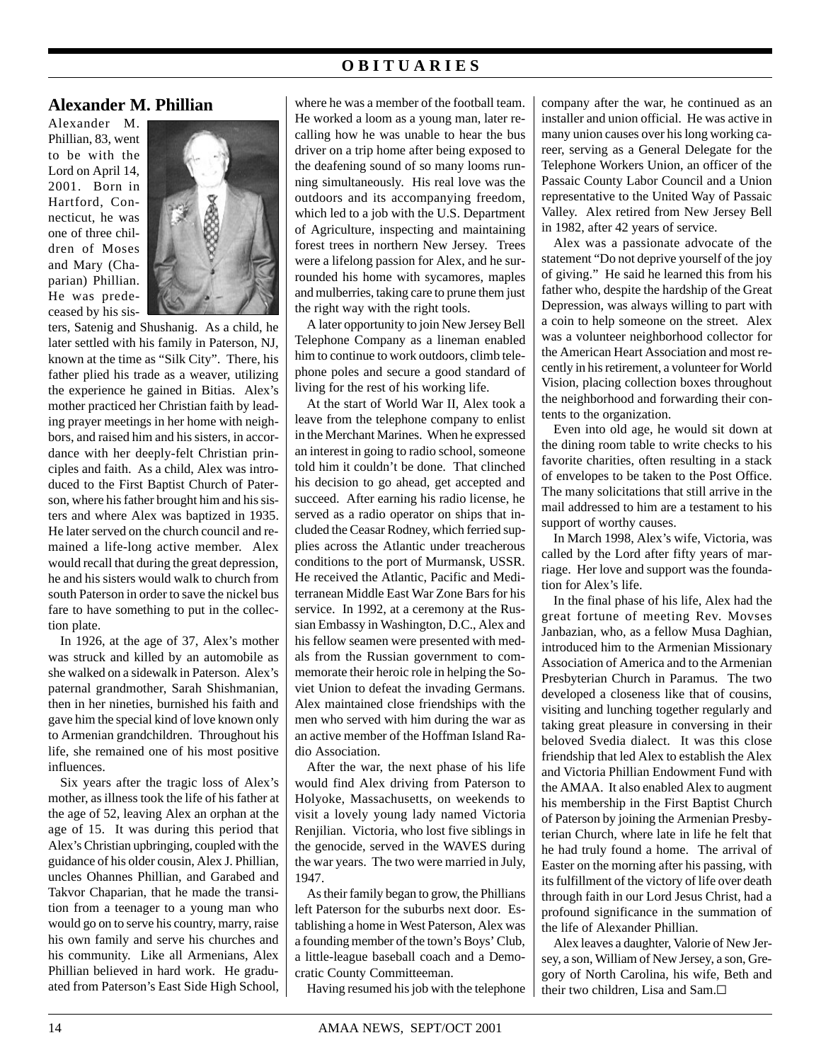# OBITUARIES

## Alexander M. Phillian

Alexander M. Phillian, 83, went to be with the Lord on April 14, 2001. Born in Hartford, Connecticut, he was one of three children of Moses and Mary (Chaparian) Phillian. He was predeceased by his sisters, Satenig and Shushanig. As a child, he later settled with his family in Paterson, NJ, known at the time as "Silk City". There, his father plied his trade as a weaver, utilizing the experience he gained in Bitias. Alex's mother practiced her Christian faith by leading prayer meetings in her home with neighbors, and raised him and his sisters, in accordance with her deeply-felt Christian principles and faith. As a child, Alex was introduced to the First Baptist Church of Paterson, where his father brought him and his sisters and where Alex was baptized in 1935. He later served on the church council and remained a life-long active member. Alex would recall that during the great depression, he and his sisters would walk to church from south Paterson in order to save the nickel bus fare to have something to put in the collection plate.

In 1926, at the age of 37, Alex's mother was struck and killed by an automobile as she walked on a sidewalk in Paterson. Alex's paternal grandmother, Sarah Shishmanian, then in her nineties, burnished his faith and gave him the special kind of love known only to Armenian grandchildren. Throughout his life, she remained one of his most positive influences.

Six years after the tragic loss of Alex's mother, as illness took the life of his father at the age of 52, leaving Alex an orphan at the age of 15. It was during this period that Alex's Christian upbringing, coupled with the guidance of his older cousin, Alex J. Phillian, uncles Ohannes Phillian, and Garabed and Takvor Chaparian, that he made the transition from a teenager to a young man who would go on to serve his country, marry, raise his own family and serve his churches and his community. Like all Armenians, Alex Phillian believed in hard work. He graduated from Paterson's East Side High School, where he was a member of the football team. He worked a loom as a young man, later recalling how he was unable to hear the bus driver on a trip home after being exposed to the deafening sound of so many looms running simultaneously. His real love was the outdoors and its accompanying freedom, which led to a job with the U.S. Department of Agriculture, inspecting and maintaining forest trees in northern New Jersey. Trees were a lifelong passion for Alex, and he surrounded his home with sycamores, maples and mulberries, taking care to prune them just the right way with the right tools.

A later opportunity to join New Jersey Bell Telephone Company as a lineman enabled him to continue to work outdoors, climb telephone poles and secure a good standard of living for the rest of his working life.

At the start of World War II, Alex took a leave from the telephone company to enlist in the Merchant Marines. When he expressed an interest in going to radio school, someone told him it couldn't be done. That clinched his decision to go ahead, get accepted and succeed. After earning his radio license, he served as a radio operator on ships that included the Ceasar Rodney, which ferried supplies across the Atlantic under treacherous conditions to the port of Murmansk, USSR. He received the Atlantic, Pacific and Mediterranean Middle East War Zone Bars for his service. In 1992, at a ceremony at the Russian Embassy in Washington, D.C., Alex and his fellow seamen were presented with medals from the Russian government to commemorate their heroic role in helping the Soviet Union to defeat the invading Germans. Alex maintained close friendships with the men who served with him during the war as an active member of the Hoffman Island Radio Association.

After the war, the next phase of his life would find Alex driving from Paterson to Holyoke, Massachusetts, on weekends to visit a lovely young lady named Victoria Renjilian. Victoria, who lost five siblings in the genocide, served in the WAVES during the war years. The two were married in July, 1947.

As their family began to grow, the Phillians left Paterson for the suburbs next door. Establishing a home in West Paterson, Alex was a founding member of the town's Boys' Club, a little-league baseball coach and a Democratic County Committeeman.

Having resumed his job with the telephone company after the war, he continued as an installer and union official. He was active in many union causes over his long working career, serving as a General Delegate for the Telephone Workers Union, an officer of the Passaic County Labor Council and a Union representative to the United Way of Passaic Valley. Alex retired from New Jersey Bell in 1982, after 42 years of service.

Alex was a passionate advocate of the statement "Do not deprive yourself of the joy of giving." He said he learned this from his father who, despite the hardship of the Great Depression, was always willing to part with a coin to help someone on the street. Alex was a volunteer neighborhood collector for the American Heart Association and most recently in his retirement, a volunteer for World Vision, placing collection boxes throughout the neighborhood and forwarding their contents to the organization.

Even into old age, he would sit down at the dining room table to write checks to his favorite charities, often resulting in a stack of envelopes to be taken to the Post Office. The many solicitations that still arrive in the mail addressed to him are a testament to his support of worthy causes.

In March 1998, Alex's wife, Victoria, was called by the Lord after fifty years of marriage. Her love and support was the foundation for Alex's life.

In the final phase of his life, Alex had the great fortune of meeting Rev. Movses Janbazian, who, as a fellow Musa Daghian, introduced him to the Armenian Missionary Association of America and to the Armenian Presbyterian Church in Paramus. The two developed a closeness like that of cousins, visiting and lunching together regularly and taking great pleasure in conversing in their beloved Svedia dialect. It was this close friendship that led Alex to establish the Alex and Victoria Phillian Endowment Fund with the AMAA. It also enabled Alex to augment his membership in the First Baptist Church of Paterson by joining the Armenian Presbyterian Church, where late in life he felt that he had truly found a home. The arrival of Easter on the morning after his passing, with its fulfillment of the victory of life over death through faith in our Lord Jesus Christ, had a profound significance in the summation of the life of Alexander Phillian.

Alex leaves a daughter, Valorie of New Jersey, a son, William of New Jersey, a son, Gregory of North Carolina, his wife, Beth and their two children, Lisa and Sam.☐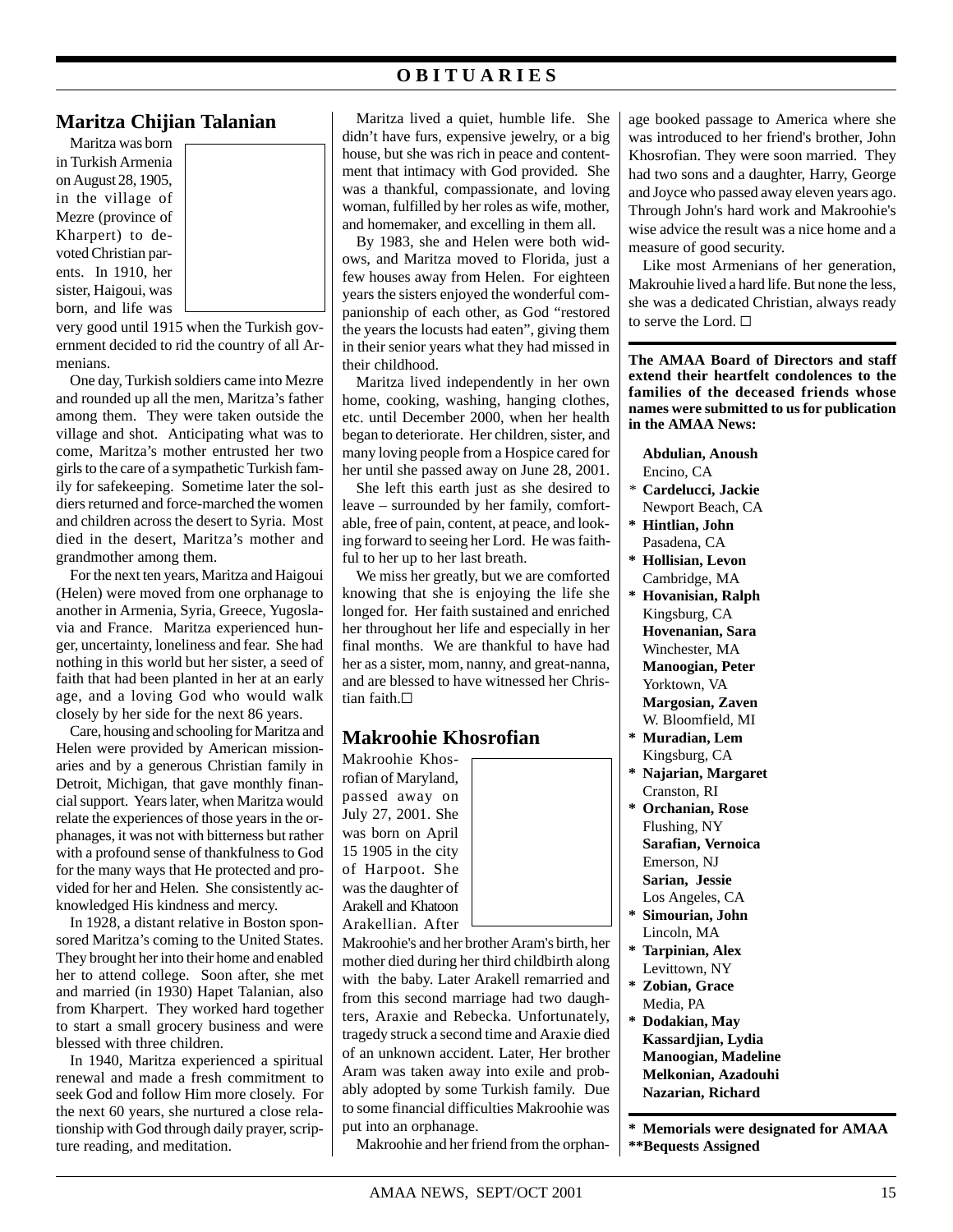# OBITUARIES

## Maritza Chijian Talanian

Maritza was born in Turkish Armenia on August 28, 1905, in the village of Mezre (province of Kharpert) to devoted Christian parents. In 1910, her sister, Haigoui, was born, and life was very good until 1915 when the Turkish government decided to rid the country of all Armenians.

One day, Turkish soldiers came into Mezre and rounded up all the men, Maritza's father among them. They were taken outside the village and shot. Anticipating what was to come, Maritza's mother entrusted her two girls to the care of a sympathetic Turkish family for safekeeping. Sometime later the soldiers returned and force-marched the women and children across the desert to Syria. Most died in the desert, Maritza's mother and grandmother among them.

For the next ten years, Maritza and Haigoui (Helen) were moved from one orphanage to another in Armenia, Syria, Greece, Yugoslavia and France. Maritza experienced hunger, uncertainty, loneliness and fear. She had nothing in this world but her sister, a seed of faith that had been planted in her at an early age, and a loving God who would walk closely by her side for the next 86 years.

Care, housing and schooling for Maritza and Helen were provided by American missionaries and by a generous Christian family in Detroit, Michigan, that gave monthly financial support. Years later, when Maritza would relate the experiences of those years in the orphanages, it was not with bitterness but rather with a profound sense of thankfulness to God for the many ways that He protected and provided for her and Helen. She consistently acknowledged His kindness and mercy.

In 1928, a distant relative in Boston sponsored Maritza's coming to the United States. They brought her into their home and enabled her to attend college. Soon after, she met and married (in 1930) Hapet Talanian, also from Kharpert. They worked hard together to start a small grocery business and were blessed with three children.

In 1940, Maritza experienced a spiritual renewal and made a fresh commitment to seek God and follow Him more closely. For the next 60 years, she nurtured a close relationship with God through daily prayer, scripture reading, and meditation.

Maritza lived a quiet, humble life. She didn't have furs, expensive jewelry, or a big house, but she was rich in peace and contentment that intimacy with God provided. She was a thankful, compassionate, and loving woman, fulfilled by her roles as wife, mother, and homemaker, and excelling in them all.

By 1983, she and Helen were both widows, and Maritza moved to Florida, just a few houses away from Helen. For eighteen years the sisters enjoyed the wonderful companionship of each other, as God "restored the years the locusts had eaten", giving them in their senior years what they had missed in their childhood.

Maritza lived independently in her own home, cooking, washing, hanging clothes, etc. until December 2000, when her health began to deteriorate. Her children, sister, and many loving people from a Hospice cared for her until she passed away on June 28, 2001.

She left this earth just as she desired to leave – surrounded by her family, comfortable, free of pain, content, at peace, and looking forward to seeing her Lord. He was faithful to her up to her last breath.

We miss her greatly, but we are comforted knowing that she is enjoying the life she longed for. Her faith sustained and enriched her throughout her life and especially in her final months. We are thankful to have had her as a sister, mom, nanny, and great-nanna, and are blessed to have witnessed her Christian faith.☐

## Makroohie Khosrofian

Makroohie Khosrofian of Maryland, passed away on July 27, 2001. She was born on April 15 1905 in the city of Harpoot. She was the daughter of Arakell and Khatoon Arakellian. After Makroohie's and her brother Aram's birth, her mother died during her third childbirth along with the baby. Later Arakell remarried and from this second marriage had two daughters, Araxie and Rebecka. Unfortunately, tragedy struck a second time and Araxie died of an unknown accident. Later, Her brother Aram was taken away into exile and probably adopted by some Turkish family. Due to some financial difficulties Makroohie was put into an orphanage.

Makroohie and her friend from the orphanage booked passage to America where she was introduced to her friend's brother, John Khosrofian. They were soon married. They had two sons and a daughter, Harry, George and Joyce who passed away eleven years ago. Through John's hard work and Makroohie's wise advice the result was a nice home and a measure of good security.

Like most Armenians of her generation, Makrouhie lived a hard life. But none the less, she was a dedicated Christian, always ready to serve the Lord. ☐

---

**The AMAA Board of Directors and staff extend their heartfelt condolences to the families of the deceased friends whose names were submitted to us for publication in the AMAA News:**

**Abdulian, Anoush**
Encino, CA

\* **Cardelucci, Jackie**
Newport Beach, CA

\* **Hintlian, John**
Pasadena, CA

\* **Hollisian, Levon**
Cambridge, MA

\* **Hovanisian, Ralph**
Kingsburg, CA

**Hovenanian, Sara**
Winchester, MA

**Manoogian, Peter**
Yorktown, VA

**Margosian, Zaven**
W. Bloomfield, MI

\* **Muradian, Lem**
Kingsburg, CA

\* **Najarian, Margaret**
Cranston, RI

\* **Orchanian, Rose**
Flushing, NY

**Sarafian, Vernoica**
Emerson, NJ

**Sarian, Jessie**
Los Angeles, CA

\* **Simourian, John**
Lincoln, MA

\* **Tarpinian, Alex**
Levittown, NY

\* **Zobian, Grace**
Media, PA

\* **Dodakian, May**
**Kassardjian, Lydia**
**Manoogian, Madeline**
**Melkonian, Azadouhi**
**Nazarian, Richard**

---

**\* Memorials were designated for AMAA**
**\*\*Bequests Assigned**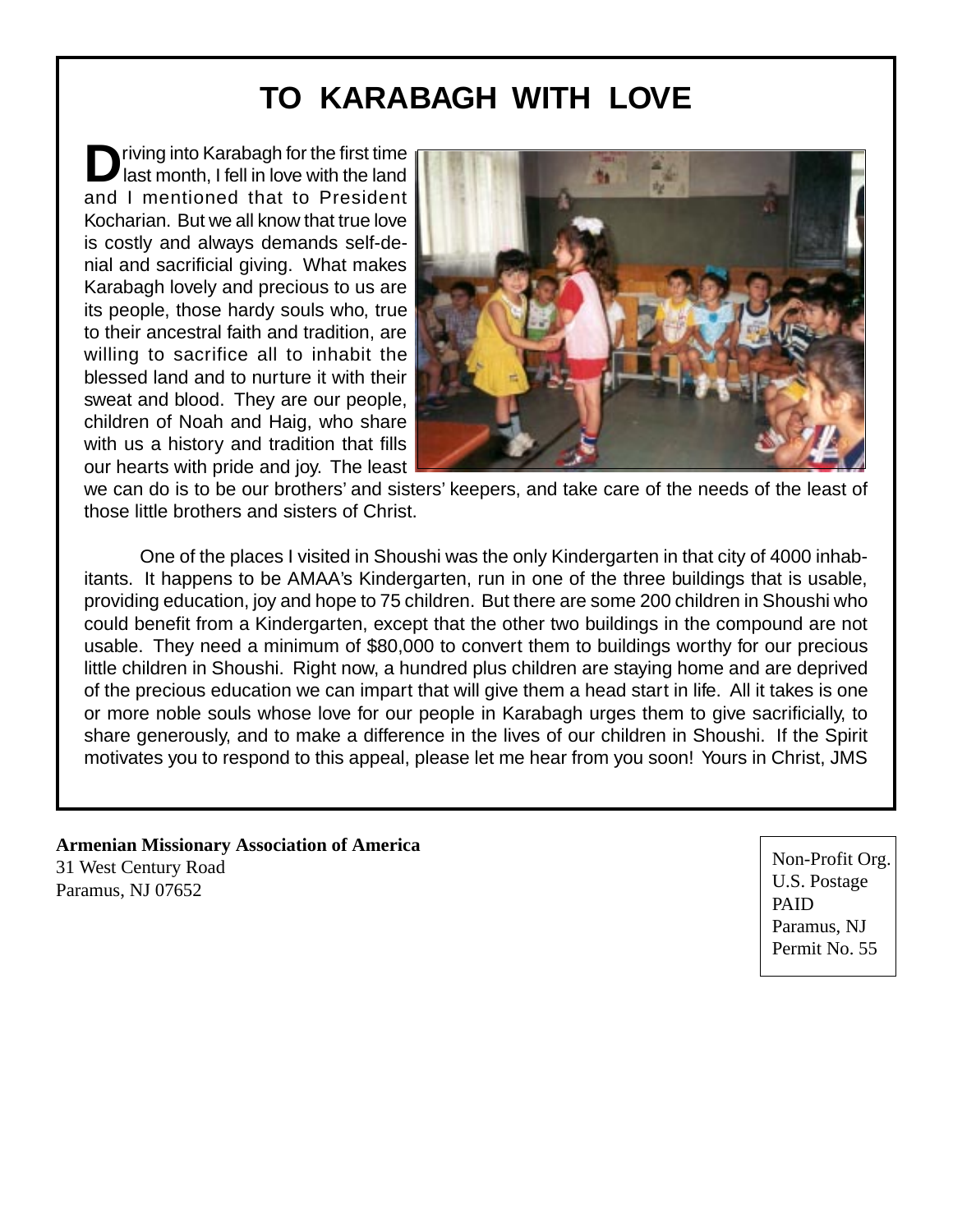# TO KARABAGH WITH LOVE

Driving into Karabagh for the first time last month, I fell in love with the land and I mentioned that to President Kocharian. But we all know that true love is costly and always demands self-denial and sacrificial giving. What makes Karabagh lovely and precious to us are its people, those hardy souls who, true to their ancestral faith and tradition, are willing to sacrifice all to inhabit the blessed land and to nurture it with their sweat and blood. They are our people, children of Noah and Haig, who share with us a history and tradition that fills our hearts with pride and joy. The least we can do is to be our brothers' and sisters' keepers, and take care of the needs of the least of those little brothers and sisters of Christ.

One of the places I visited in Shoushi was the only Kindergarten in that city of 4000 inhabitants. It happens to be AMAA's Kindergarten, run in one of the three buildings that is usable, providing education, joy and hope to 75 children. But there are some 200 children in Shoushi who could benefit from a Kindergarten, except that the other two buildings in the compound are not usable. They need a minimum of $80,000 to convert them to buildings worthy for our precious little children in Shoushi. Right now, a hundred plus children are staying home and are deprived of the precious education we can impart that will give them a head start in life. All it takes is one or more noble souls whose love for our people in Karabagh urges them to give sacrificially, to share generously, and to make a difference in the lives of our children in Shoushi. If the Spirit motivates you to respond to this appeal, please let me hear from you soon! Yours in Christ, JMS

**Armenian Missionary Association of America**
31 West Century Road
Paramus, NJ 07652

Non-Profit Org.
U.S. Postage
PAID
Paramus, NJ
Permit No. 55